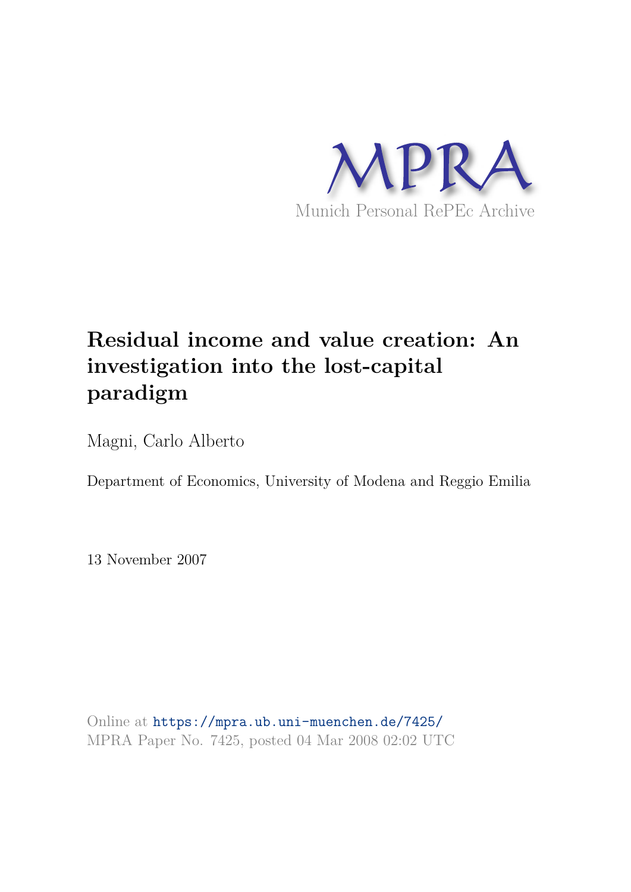MPRA

Munich Personal RePEc Archive

# Residual income and value creation: An investigation into the lost-capital paradigm

Magni, Carlo Alberto

Department of Economics, University of Modena and Reggio Emilia

13 November 2007

Online at https://mpra.ub.uni-muenchen.de/7425/
MPRA Paper No. 7425, posted 04 Mar 2008 02:02 UTC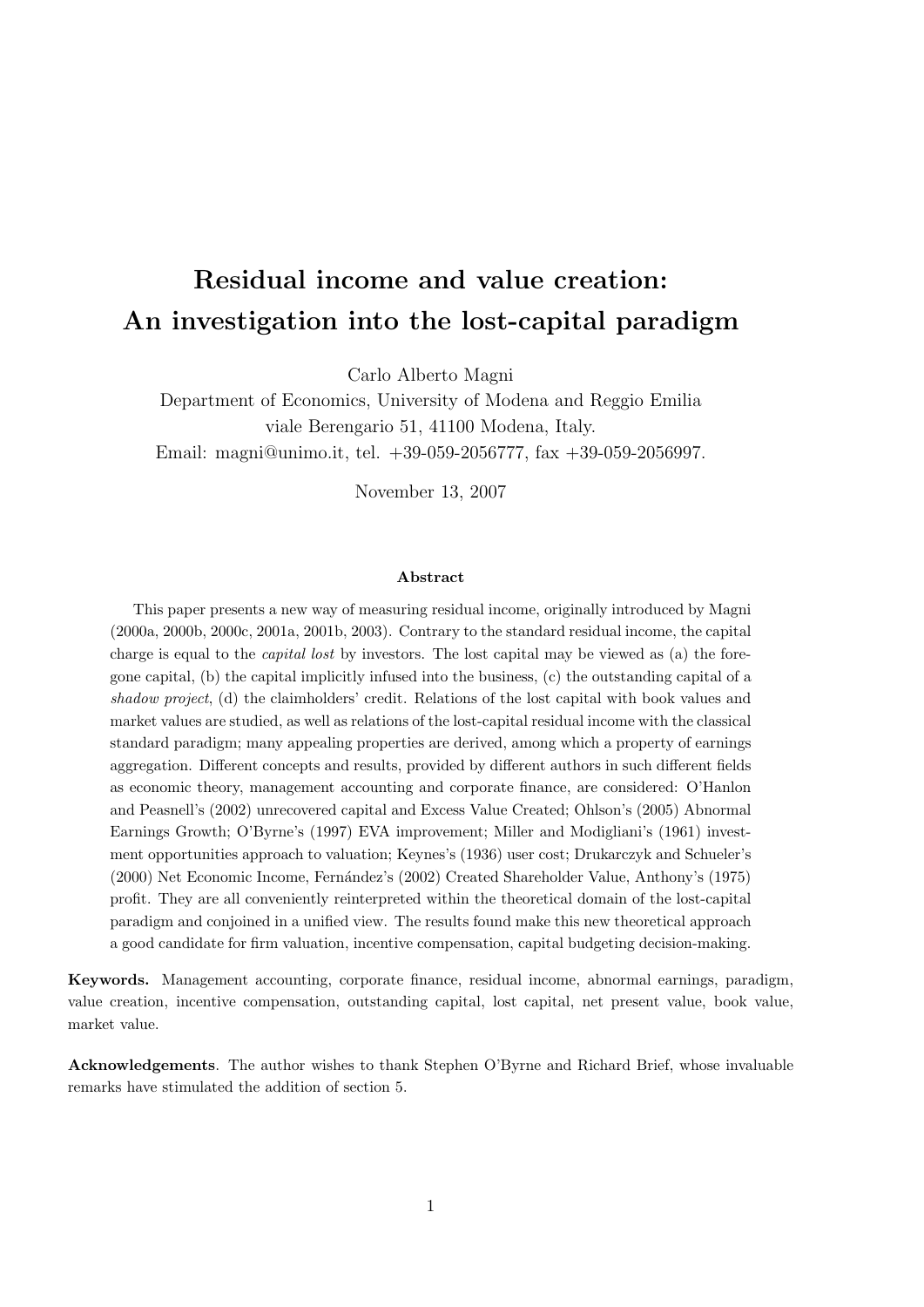# Residual income and value creation: An investigation into the lost-capital paradigm

Carlo Alberto Magni
Department of Economics, University of Modena and Reggio Emilia
viale Berengario 51, 41100 Modena, Italy.
Email: magni@unimo.it, tel. +39-059-2056777, fax +39-059-2056997.

November 13, 2007

### Abstract

This paper presents a new way of measuring residual income, originally introduced by Magni (2000a, 2000b, 2000c, 2001a, 2001b, 2003). Contrary to the standard residual income, the capital charge is equal to the *capital lost* by investors. The lost capital may be viewed as (a) the foregone capital, (b) the capital implicitly infused into the business, (c) the outstanding capital of a *shadow project*, (d) the claimholders' credit. Relations of the lost capital with book values and market values are studied, as well as relations of the lost-capital residual income with the classical standard paradigm; many appealing properties are derived, among which a property of earnings aggregation. Different concepts and results, provided by different authors in such different fields as economic theory, management accounting and corporate finance, are considered: O'Hanlon and Peasnell's (2002) unrecovered capital and Excess Value Created; Ohlson's (2005) Abnormal Earnings Growth; O'Byrne's (1997) EVA improvement; Miller and Modigliani's (1961) investment opportunities approach to valuation; Keynes's (1936) user cost; Drukarczyk and Schueler's (2000) Net Economic Income, Fernández's (2002) Created Shareholder Value, Anthony's (1975) profit. They are all conveniently reinterpreted within the theoretical domain of the lost-capital paradigm and conjoined in a unified view. The results found make this new theoretical approach a good candidate for firm valuation, incentive compensation, capital budgeting decision-making.

**Keywords.** Management accounting, corporate finance, residual income, abnormal earnings, paradigm, value creation, incentive compensation, outstanding capital, lost capital, net present value, book value, market value.

**Acknowledgements**. The author wishes to thank Stephen O'Byrne and Richard Brief, whose invaluable remarks have stimulated the addition of section 5.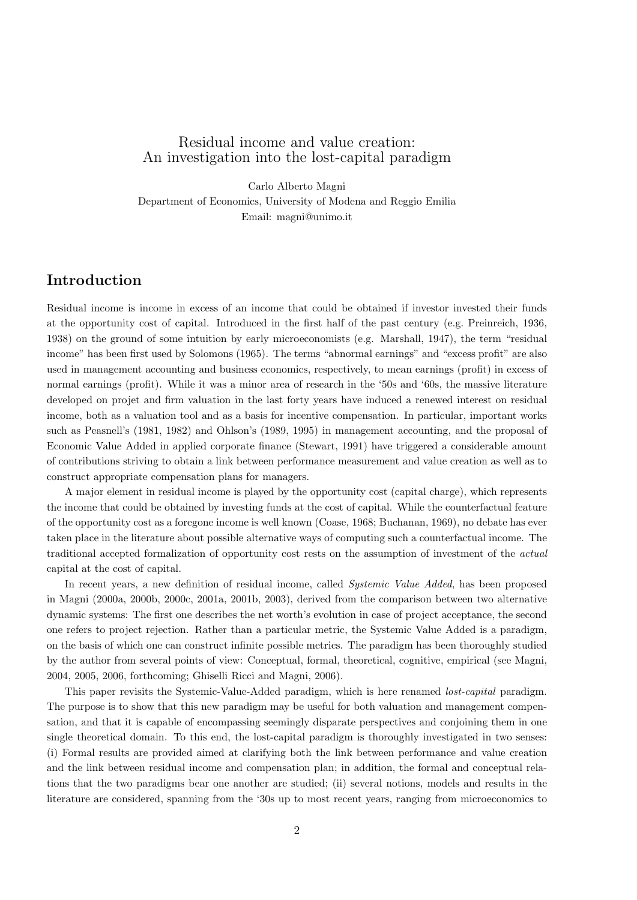Residual income and value creation:
An investigation into the lost-capital paradigm

Carlo Alberto Magni
Department of Economics, University of Modena and Reggio Emilia
Email: magni@unimo.it

## Introduction

Residual income is income in excess of an income that could be obtained if investor invested their funds at the opportunity cost of capital. Introduced in the first half of the past century (e.g. Preinreich, 1936, 1938) on the ground of some intuition by early microeconomists (e.g. Marshall, 1947), the term "residual income" has been first used by Solomons (1965). The terms "abnormal earnings" and "excess profit" are also used in management accounting and business economics, respectively, to mean earnings (profit) in excess of normal earnings (profit). While it was a minor area of research in the '50s and '60s, the massive literature developed on projet and firm valuation in the last forty years have induced a renewed interest on residual income, both as a valuation tool and as a basis for incentive compensation. In particular, important works such as Peasnell's (1981, 1982) and Ohlson's (1989, 1995) in management accounting, and the proposal of Economic Value Added in applied corporate finance (Stewart, 1991) have triggered a considerable amount of contributions striving to obtain a link between performance measurement and value creation as well as to construct appropriate compensation plans for managers.

A major element in residual income is played by the opportunity cost (capital charge), which represents the income that could be obtained by investing funds at the cost of capital. While the counterfactual feature of the opportunity cost as a foregone income is well known (Coase, 1968; Buchanan, 1969), no debate has ever taken place in the literature about possible alternative ways of computing such a counterfactual income. The traditional accepted formalization of opportunity cost rests on the assumption of investment of the *actual* capital at the cost of capital.

In recent years, a new definition of residual income, called *Systemic Value Added*, has been proposed in Magni (2000a, 2000b, 2000c, 2001a, 2001b, 2003), derived from the comparison between two alternative dynamic systems: The first one describes the net worth's evolution in case of project acceptance, the second one refers to project rejection. Rather than a particular metric, the Systemic Value Added is a paradigm, on the basis of which one can construct infinite possible metrics. The paradigm has been thoroughly studied by the author from several points of view: Conceptual, formal, theoretical, cognitive, empirical (see Magni, 2004, 2005, 2006, forthcoming; Ghiselli Ricci and Magni, 2006).

This paper revisits the Systemic-Value-Added paradigm, which is here renamed *lost-capital* paradigm. The purpose is to show that this new paradigm may be useful for both valuation and management compensation, and that it is capable of encompassing seemingly disparate perspectives and conjoining them in one single theoretical domain. To this end, the lost-capital paradigm is thoroughly investigated in two senses: (i) Formal results are provided aimed at clarifying both the link between performance and value creation and the link between residual income and compensation plan; in addition, the formal and conceptual relations that the two paradigms bear one another are studied; (ii) several notions, models and results in the literature are considered, spanning from the '30s up to most recent years, ranging from microeconomics to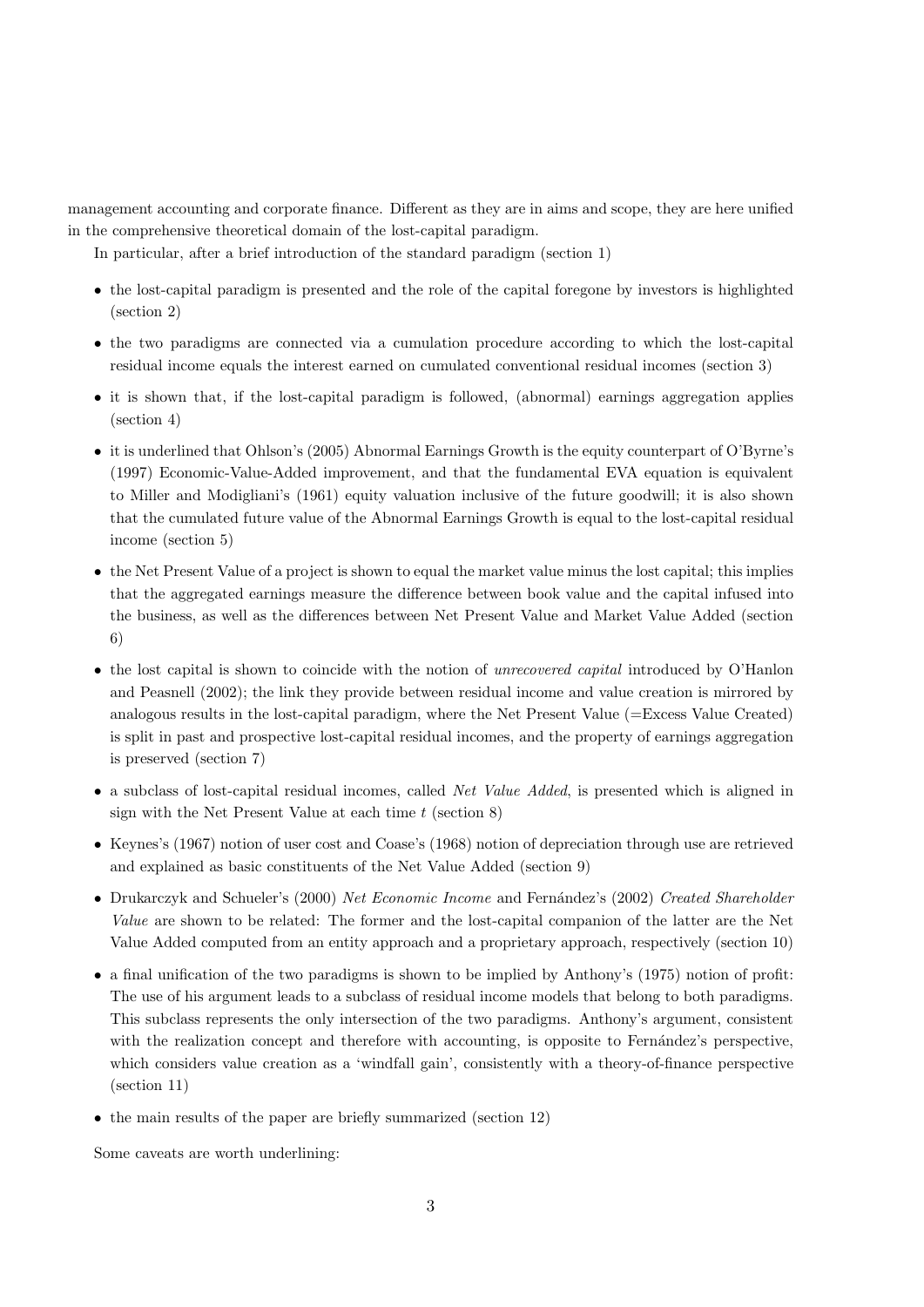management accounting and corporate finance. Different as they are in aims and scope, they are here unified in the comprehensive theoretical domain of the lost-capital paradigm.

In particular, after a brief introduction of the standard paradigm (section 1)

- the lost-capital paradigm is presented and the role of the capital foregone by investors is highlighted (section 2)
- the two paradigms are connected via a cumulation procedure according to which the lost-capital residual income equals the interest earned on cumulated conventional residual incomes (section 3)
- it is shown that, if the lost-capital paradigm is followed, (abnormal) earnings aggregation applies (section 4)
- it is underlined that Ohlson's (2005) Abnormal Earnings Growth is the equity counterpart of O'Byrne's (1997) Economic-Value-Added improvement, and that the fundamental EVA equation is equivalent to Miller and Modigliani's (1961) equity valuation inclusive of the future goodwill; it is also shown that the cumulated future value of the Abnormal Earnings Growth is equal to the lost-capital residual income (section 5)
- the Net Present Value of a project is shown to equal the market value minus the lost capital; this implies that the aggregated earnings measure the difference between book value and the capital infused into the business, as well as the differences between Net Present Value and Market Value Added (section 6)
- the lost capital is shown to coincide with the notion of *unrecovered capital* introduced by O'Hanlon and Peasnell (2002); the link they provide between residual income and value creation is mirrored by analogous results in the lost-capital paradigm, where the Net Present Value (=Excess Value Created) is split in past and prospective lost-capital residual incomes, and the property of earnings aggregation is preserved (section 7)
- a subclass of lost-capital residual incomes, called *Net Value Added*, is presented which is aligned in sign with the Net Present Value at each time $t$ (section 8)
- Keynes's (1967) notion of user cost and Coase's (1968) notion of depreciation through use are retrieved and explained as basic constituents of the Net Value Added (section 9)
- Drukarczyk and Schueler's (2000) *Net Economic Income* and Fernández's (2002) *Created Shareholder Value* are shown to be related: The former and the lost-capital companion of the latter are the Net Value Added computed from an entity approach and a proprietary approach, respectively (section 10)
- a final unification of the two paradigms is shown to be implied by Anthony's (1975) notion of profit: The use of his argument leads to a subclass of residual income models that belong to both paradigms. This subclass represents the only intersection of the two paradigms. Anthony's argument, consistent with the realization concept and therefore with accounting, is opposite to Fernández's perspective, which considers value creation as a 'windfall gain', consistently with a theory-of-finance perspective (section 11)
- the main results of the paper are briefly summarized (section 12)

Some caveats are worth underlining: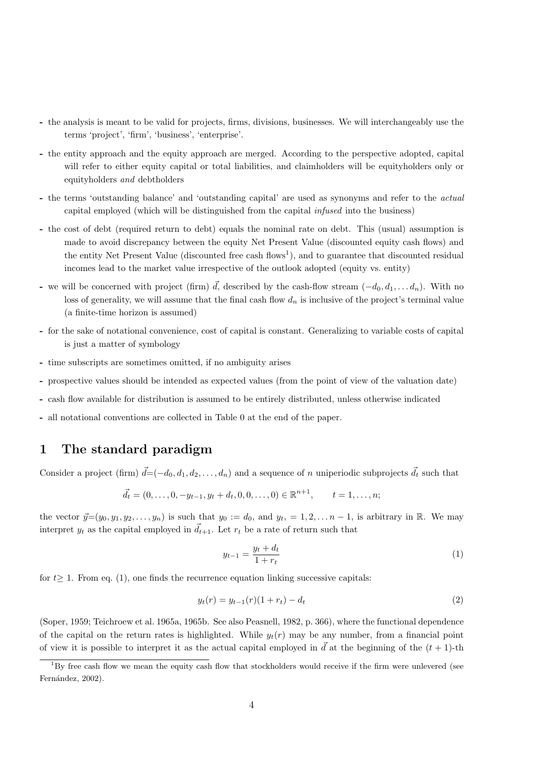- the analysis is meant to be valid for projects, firms, divisions, businesses. We will interchangeably use the terms 'project', 'firm', 'business', 'enterprise'.
- the entity approach and the equity approach are merged. According to the perspective adopted, capital will refer to either equity capital or total liabilities, and claimholders will be equityholders only or equityholders *and* debtholders
- the terms 'outstanding balance' and 'outstanding capital' are used as synonyms and refer to the *actual* capital employed (which will be distinguished from the capital *infused* into the business)
- the cost of debt (required return to debt) equals the nominal rate on debt. This (usual) assumption is made to avoid discrepancy between the equity Net Present Value (discounted equity cash flows) and the entity Net Present Value (discounted free cash flows[1]), and to guarantee that discounted residual incomes lead to the market value irrespective of the outlook adopted (equity vs. entity)
- we will be concerned with project (firm) $\vec{d}$, described by the cash-flow stream $(-d_0, d_1, \ldots d_n)$. With no loss of generality, we will assume that the final cash flow $d_n$ is inclusive of the project's terminal value (a finite-time horizon is assumed)
- for the sake of notational convenience, cost of capital is constant. Generalizing to variable costs of capital is just a matter of symbology
- time subscripts are sometimes omitted, if no ambiguity arises
- prospective values should be intended as expected values (from the point of view of the valuation date)
- cash flow available for distribution is assumed to be entirely distributed, unless otherwise indicated
- all notational conventions are collected in Table 0 at the end of the paper.

## 1 The standard paradigm

Consider a project (firm) $\vec{d}=(-d_0, d_1, d_2, \ldots, d_n)$ and a sequence of $n$ uniperiodic subprojects $\vec{d_t}$ such that

$$\vec{d_t} = (0, \ldots, 0, -y_{t-1}, y_t + d_t, 0, 0, \ldots, 0) \in \mathbb{R}^{n+1}, \qquad t = 1, \ldots, n;$$

the vector $\vec{y}=(y_0, y_1, y_2, \ldots, y_n)$ is such that $y_0 := d_0$, and $y_t, = 1, 2, \ldots n-1$, is arbitrary in $\mathbb{R}$. We may interpret $y_t$ as the capital employed in $\vec{d}_{t+1}$. Let $r_t$ be a rate of return such that

$$y_{t-1} = \frac{y_t + d_t}{1 + r_t} \tag{1}$$

for $t \geq 1$. From eq. (1), one finds the recurrence equation linking successive capitals:

$$y_t(r) = y_{t-1}(r)(1 + r_t) - d_t \tag{2}$$

(Soper, 1959; Teichroew et al. 1965a, 1965b. See also Peasnell, 1982, p. 366), where the functional dependence of the capital on the return rates is highlighted. While $y_t(r)$ may be any number, from a financial point of view it is possible to interpret it as the actual capital employed in $\vec{d}$ at the beginning of the $(t+1)$-th

[1] By free cash flow we mean the equity cash flow that stockholders would receive if the firm were unlevered (see Fernández, 2002).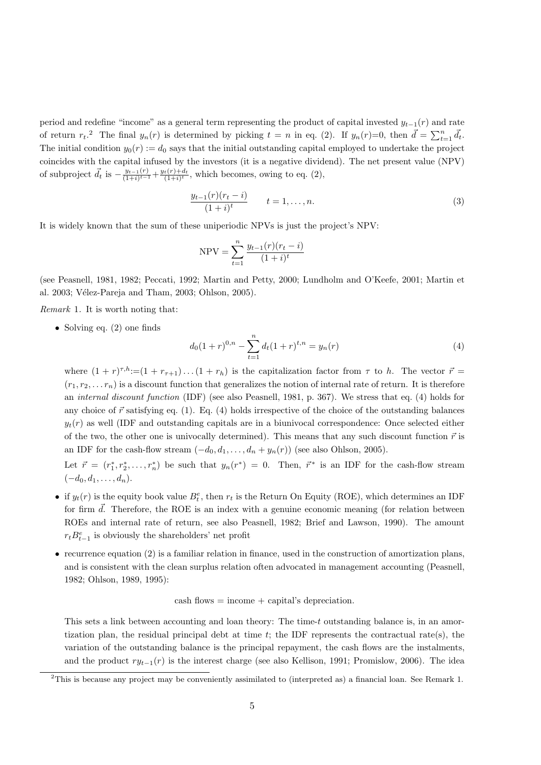period and redefine "income" as a general term representing the product of capital invested $y_{t-1}(r)$ and rate of return $r_t$.[2] The final $y_n(r)$ is determined by picking $t = n$ in eq. (2). If $y_n(r)$=0, then $\vec{d} = \sum_{t=1}^{n} \vec{d}_t$. The initial condition $y_0(r) := d_0$ says that the initial outstanding capital employed to undertake the project coincides with the capital infused by the investors (it is a negative dividend). The net present value (NPV) of subproject $\vec{d}_t$ is $-\frac{y_{t-1}(r)}{(1+i)^{t-1}} + \frac{y_t(r)+d_t}{(1+i)^t}$, which becomes, owing to eq. (2),

$$\frac{y_{t-1}(r)(r_t - i)}{(1+i)^t} \qquad t = 1, \dots, n. \tag{3}$$

It is widely known that the sum of these uniperiodic NPVs is just the project's NPV:

$$\text{NPV} = \sum_{t=1}^{n} \frac{y_{t-1}(r)(r_t - i)}{(1+i)^t}$$

(see Peasnell, 1981, 1982; Peccati, 1992; Martin and Petty, 2000; Lundholm and O'Keefe, 2001; Martin et al. 2003; Vélez-Pareja and Tham, 2003; Ohlson, 2005).

*Remark* 1. It is worth noting that:

- Solving eq. (2) one finds

$$d_0(1+r)^{0,n} - \sum_{t=1}^{n} d_t(1+r)^{t,n} = y_n(r) \tag{4}$$

  where $(1+r)^{\tau,h} := (1+r_{\tau+1}) \dots (1+r_h)$ is the capitalization factor from $\tau$ to $h$. The vector $\vec{r} = (r_1, r_2, \dots r_n)$ is a discount function that generalizes the notion of internal rate of return. It is therefore an *internal discount function* (IDF) (see also Peasnell, 1981, p. 367). We stress that eq. (4) holds for any choice of $\vec{r}$ satisfying eq. (1). Eq. (4) holds irrespective of the choice of the outstanding balances $y_t(r)$ as well (IDF and outstanding capitals are in a biunivocal correspondence: Once selected either of the two, the other one is univocally determined). This means that any such discount function $\vec{r}$ is an IDF for the cash-flow stream $(-d_0, d_1, \dots, d_n + y_n(r))$ (see also Ohlson, 2005).

  Let $\vec{r} = (r_1^*, r_2^*, \dots, r_n^*)$ be such that $y_n(r^*) = 0$. Then, $\vec{r}^*$ is an IDF for the cash-flow stream $(-d_0, d_1, \dots, d_n)$.

- if $y_t(r)$ is the equity book value $B_t^e$, then $r_t$ is the Return On Equity (ROE), which determines an IDF for firm $\vec{d}$. Therefore, the ROE is an index with a genuine economic meaning (for relation between ROEs and internal rate of return, see also Peasnell, 1982; Brief and Lawson, 1990). The amount $r_t B_{t-1}^e$ is obviously the shareholders' net profit

- recurrence equation (2) is a familiar relation in finance, used in the construction of amortization plans, and is consistent with the clean surplus relation often advocated in management accounting (Peasnell, 1982; Ohlson, 1989, 1995):

  cash flows = income + capital's depreciation.

  This sets a link between accounting and loan theory: The time-$t$ outstanding balance is, in an amortization plan, the residual principal debt at time $t$; the IDF represents the contractual rate(s), the variation of the outstanding balance is the principal repayment, the cash flows are the instalments, and the product $ry_{t-1}(r)$ is the interest charge (see also Kellison, 1991; Promislow, 2006). The idea

[2] This is because any project may be conveniently assimilated to (interpreted as) a financial loan. See Remark 1.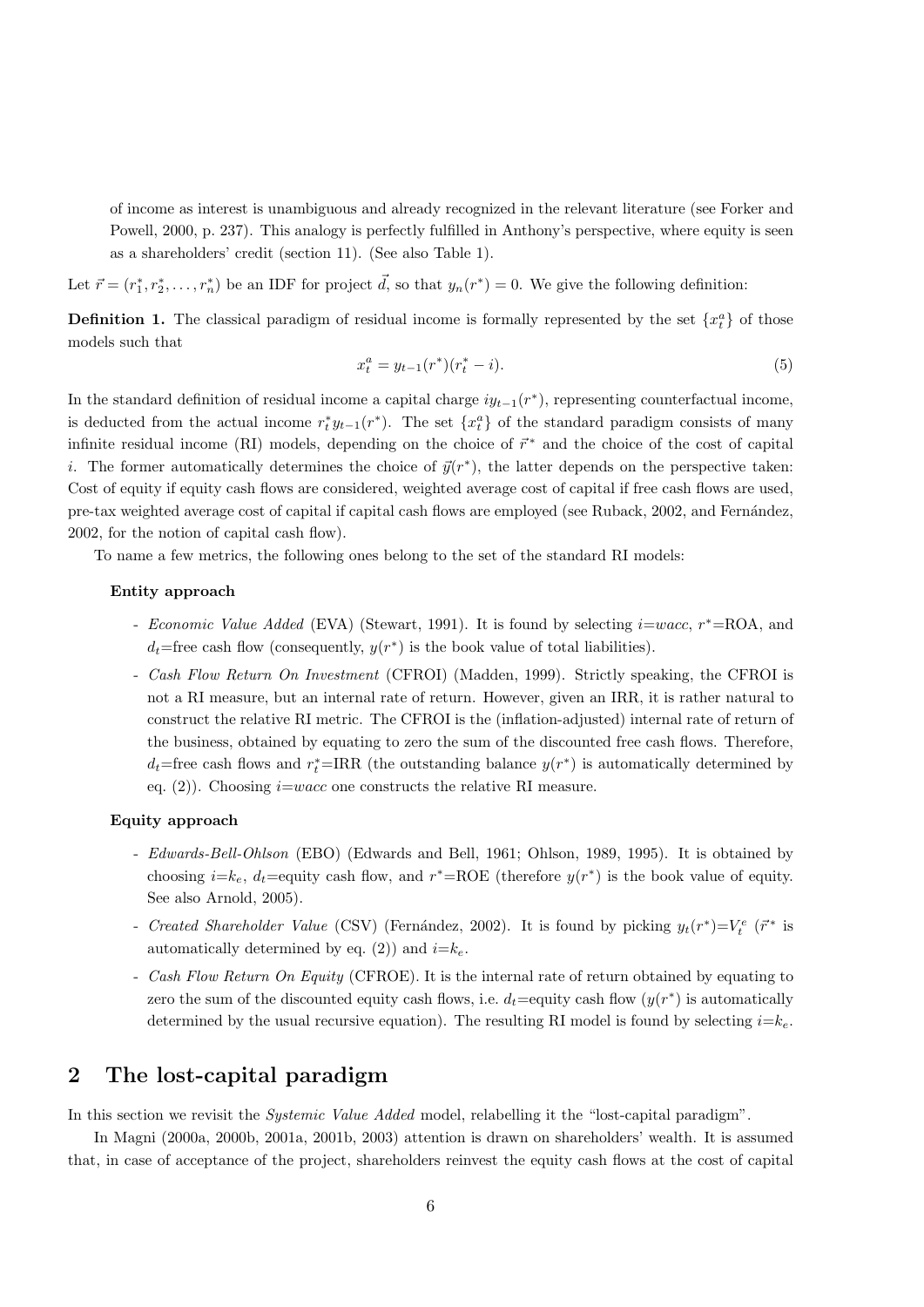of income as interest is unambiguous and already recognized in the relevant literature (see Forker and Powell, 2000, p. 237). This analogy is perfectly fulfilled in Anthony's perspective, where equity is seen as a shareholders' credit (section 11). (See also Table 1).

Let $\vec{r} = (r_1^*, r_2^*, \ldots, r_n^*)$ be an IDF for project $\vec{d}$, so that $y_n(r^*) = 0$. We give the following definition:

**Definition 1.** The classical paradigm of residual income is formally represented by the set $\{x_t^a\}$ of those models such that

$$x_t^a = y_{t-1}(r^*)(r_t^* - i). \tag{5}$$

In the standard definition of residual income a capital charge $iy_{t-1}(r^*)$, representing counterfactual income, is deducted from the actual income $r_t^* y_{t-1}(r^*)$. The set $\{x_t^a\}$ of the standard paradigm consists of many infinite residual income (RI) models, depending on the choice of $\vec{r}^*$ and the choice of the cost of capital $i$. The former automatically determines the choice of $\vec{y}(r^*)$, the latter depends on the perspective taken: Cost of equity if equity cash flows are considered, weighted average cost of capital if free cash flows are used, pre-tax weighted average cost of capital if capital cash flows are employed (see Ruback, 2002, and Fernández, 2002, for the notion of capital cash flow).

To name a few metrics, the following ones belong to the set of the standard RI models:

**Entity approach**

- *Economic Value Added* (EVA) (Stewart, 1991). It is found by selecting $i$=*wacc*, $r^*$=ROA, and $d_t$=free cash flow (consequently, $y(r^*)$ is the book value of total liabilities).
- *Cash Flow Return On Investment* (CFROI) (Madden, 1999). Strictly speaking, the CFROI is not a RI measure, but an internal rate of return. However, given an IRR, it is rather natural to construct the relative RI metric. The CFROI is the (inflation-adjusted) internal rate of return of the business, obtained by equating to zero the sum of the discounted free cash flows. Therefore, $d_t$=free cash flows and $r_t^*$=IRR (the outstanding balance $y(r^*)$ is automatically determined by eq. (2)). Choosing $i$=*wacc* one constructs the relative RI measure.

**Equity approach**

- *Edwards-Bell-Ohlson* (EBO) (Edwards and Bell, 1961; Ohlson, 1989, 1995). It is obtained by choosing $i$=$k_e$, $d_t$=equity cash flow, and $r^*$=ROE (therefore $y(r^*)$ is the book value of equity. See also Arnold, 2005).
- *Created Shareholder Value* (CSV) (Fernández, 2002). It is found by picking $y_t(r^*)$=$V_t^e$ ($\vec{r}^*$ is automatically determined by eq. (2)) and $i$=$k_e$.
- *Cash Flow Return On Equity* (CFROE). It is the internal rate of return obtained by equating to zero the sum of the discounted equity cash flows, i.e. $d_t$=equity cash flow ($y(r^*)$ is automatically determined by the usual recursive equation). The resulting RI model is found by selecting $i$=$k_e$.

## 2 The lost-capital paradigm

In this section we revisit the *Systemic Value Added* model, relabelling it the "lost-capital paradigm".

In Magni (2000a, 2000b, 2001a, 2001b, 2003) attention is drawn on shareholders' wealth. It is assumed that, in case of acceptance of the project, shareholders reinvest the equity cash flows at the cost of capital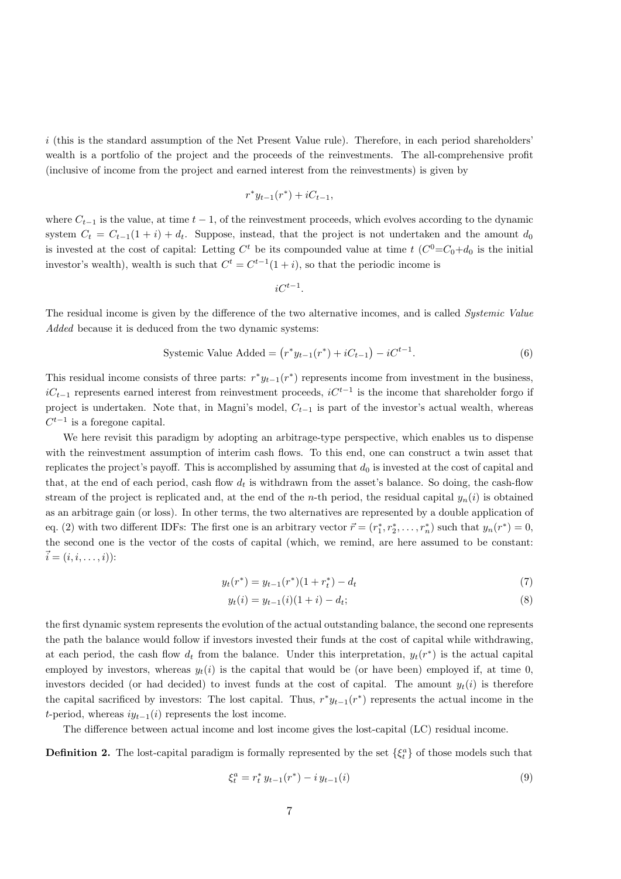$i$ (this is the standard assumption of the Net Present Value rule). Therefore, in each period shareholders' wealth is a portfolio of the project and the proceeds of the reinvestments. The all-comprehensive profit (inclusive of income from the project and earned interest from the reinvestments) is given by

$$r^* y_{t-1}(r^*) + iC_{t-1},$$

where $C_{t-1}$ is the value, at time $t-1$, of the reinvestment proceeds, which evolves according to the dynamic system $C_t = C_{t-1}(1+i) + d_t$. Suppose, instead, that the project is not undertaken and the amount $d_0$ is invested at the cost of capital: Letting $C^t$ be its compounded value at time $t$ ($C^0$=$C_0$+$d_0$ is the initial investor's wealth), wealth is such that $C^t = C^{t-1}(1+i)$, so that the periodic income is

$$iC^{t-1}.$$

The residual income is given by the difference of the two alternative incomes, and is called *Systemic Value Added* because it is deduced from the two dynamic systems:

$$\text{Systemic Value Added} = \big(r^* y_{t-1}(r^*) + iC_{t-1}\big) - iC^{t-1}. \tag{6}$$

This residual income consists of three parts: $r^* y_{t-1}(r^*)$ represents income from investment in the business, $iC_{t-1}$ represents earned interest from reinvestment proceeds, $iC^{t-1}$ is the income that shareholder forgo if project is undertaken. Note that, in Magni's model, $C_{t-1}$ is part of the investor's actual wealth, whereas $C^{t-1}$ is a foregone capital.

We here revisit this paradigm by adopting an arbitrage-type perspective, which enables us to dispense with the reinvestment assumption of interim cash flows. To this end, one can construct a twin asset that replicates the project's payoff. This is accomplished by assuming that $d_0$ is invested at the cost of capital and that, at the end of each period, cash flow $d_t$ is withdrawn from the asset's balance. So doing, the cash-flow stream of the project is replicated and, at the end of the $n$-th period, the residual capital $y_n(i)$ is obtained as an arbitrage gain (or loss). In other terms, the two alternatives are represented by a double application of eq. (2) with two different IDFs: The first one is an arbitrary vector $\vec{r} = (r_1^*, r_2^*, \ldots, r_n^*)$ such that $y_n(r^*) = 0$, the second one is the vector of the costs of capital (which, we remind, are here assumed to be constant: $\vec{i} = (i, i, \ldots, i)$):

$$y_t(r^*) = y_{t-1}(r^*)(1 + r_t^*) - d_t \tag{7}$$

$$y_t(i) = y_{t-1}(i)(1 + i) - d_t; \tag{8}$$

the first dynamic system represents the evolution of the actual outstanding balance, the second one represents the path the balance would follow if investors invested their funds at the cost of capital while withdrawing, at each period, the cash flow $d_t$ from the balance. Under this interpretation, $y_t(r^*)$ is the actual capital employed by investors, whereas $y_t(i)$ is the capital that would be (or have been) employed if, at time 0, investors decided (or had decided) to invest funds at the cost of capital. The amount $y_t(i)$ is therefore the capital sacrificed by investors: The lost capital. Thus, $r^* y_{t-1}(r^*)$ represents the actual income in the $t$-period, whereas $iy_{t-1}(i)$ represents the lost income.

The difference between actual income and lost income gives the lost-capital (LC) residual income.

**Definition 2.** The lost-capital paradigm is formally represented by the set $\{\xi_t^a\}$ of those models such that

$$\xi_t^a = r_t^* \, y_{t-1}(r^*) - i \, y_{t-1}(i) \tag{9}$$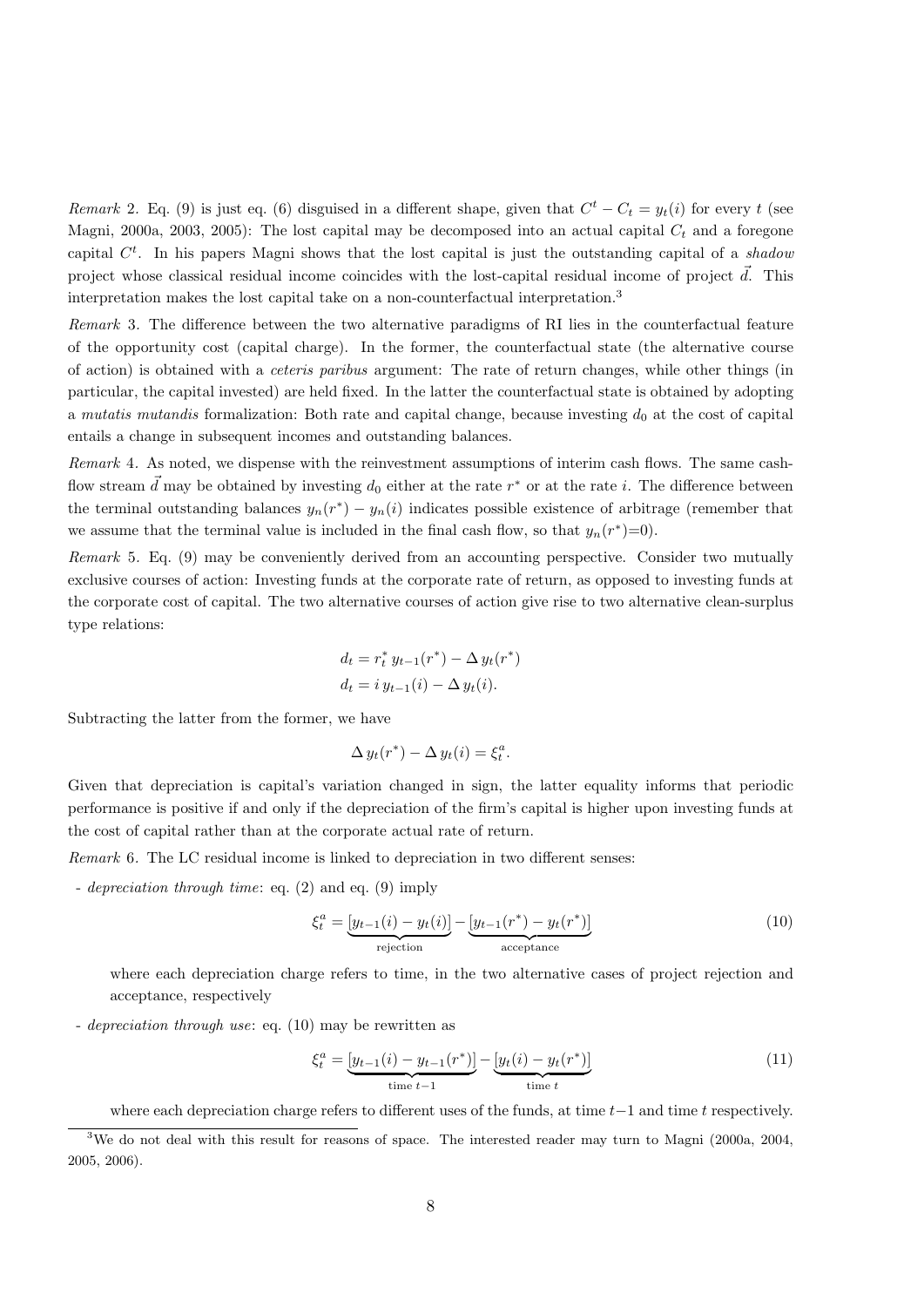*Remark* 2. Eq. (9) is just eq. (6) disguised in a different shape, given that $C^t - C_t = y_t(i)$ for every $t$ (see Magni, 2000a, 2003, 2005): The lost capital may be decomposed into an actual capital $C_t$ and a foregone capital $C^t$. In his papers Magni shows that the lost capital is just the outstanding capital of a *shadow* project whose classical residual income coincides with the lost-capital residual income of project $\vec{d}$. This interpretation makes the lost capital take on a non-counterfactual interpretation.[3]

*Remark* 3. The difference between the two alternative paradigms of RI lies in the counterfactual feature of the opportunity cost (capital charge). In the former, the counterfactual state (the alternative course of action) is obtained with a *ceteris paribus* argument: The rate of return changes, while other things (in particular, the capital invested) are held fixed. In the latter the counterfactual state is obtained by adopting a *mutatis mutandis* formalization: Both rate and capital change, because investing $d_0$ at the cost of capital entails a change in subsequent incomes and outstanding balances.

*Remark* 4. As noted, we dispense with the reinvestment assumptions of interim cash flows. The same cash-flow stream $\vec{d}$ may be obtained by investing $d_0$ either at the rate $r^*$ or at the rate $i$. The difference between the terminal outstanding balances $y_n(r^*) - y_n(i)$ indicates possible existence of arbitrage (remember that we assume that the terminal value is included in the final cash flow, so that $y_n(r^*)=0$).

*Remark* 5. Eq. (9) may be conveniently derived from an accounting perspective. Consider two mutually exclusive courses of action: Investing funds at the corporate rate of return, as opposed to investing funds at the corporate cost of capital. The two alternative courses of action give rise to two alternative clean-surplus type relations:

$$d_t = r_t^* \, y_{t-1}(r^*) - \Delta \, y_t(r^*)$$
$$d_t = i \, y_{t-1}(i) - \Delta \, y_t(i).$$

Subtracting the latter from the former, we have

$$\Delta \, y_t(r^*) - \Delta \, y_t(i) = \xi_t^a.$$

Given that depreciation is capital's variation changed in sign, the latter equality informs that periodic performance is positive if and only if the depreciation of the firm's capital is higher upon investing funds at the cost of capital rather than at the corporate actual rate of return.

*Remark* 6. The LC residual income is linked to depreciation in two different senses:

- *depreciation through time*: eq. (2) and eq. (9) imply

$$\xi_t^a = \underbrace{[y_{t-1}(i) - y_t(i)]}_{\text{rejection}} - \underbrace{[y_{t-1}(r^*) - y_t(r^*)]}_{\text{acceptance}} \tag{10}$$

  where each depreciation charge refers to time, in the two alternative cases of project rejection and acceptance, respectively

- *depreciation through use*: eq. (10) may be rewritten as

$$\xi_t^a = \underbrace{[y_{t-1}(i) - y_{t-1}(r^*)]}_{\text{time } t-1} - \underbrace{[y_t(i) - y_t(r^*)]}_{\text{time } t} \tag{11}$$

  where each depreciation charge refers to different uses of the funds, at time $t-1$ and time $t$ respectively.

[3] We do not deal with this result for reasons of space. The interested reader may turn to Magni (2000a, 2004, 2005, 2006).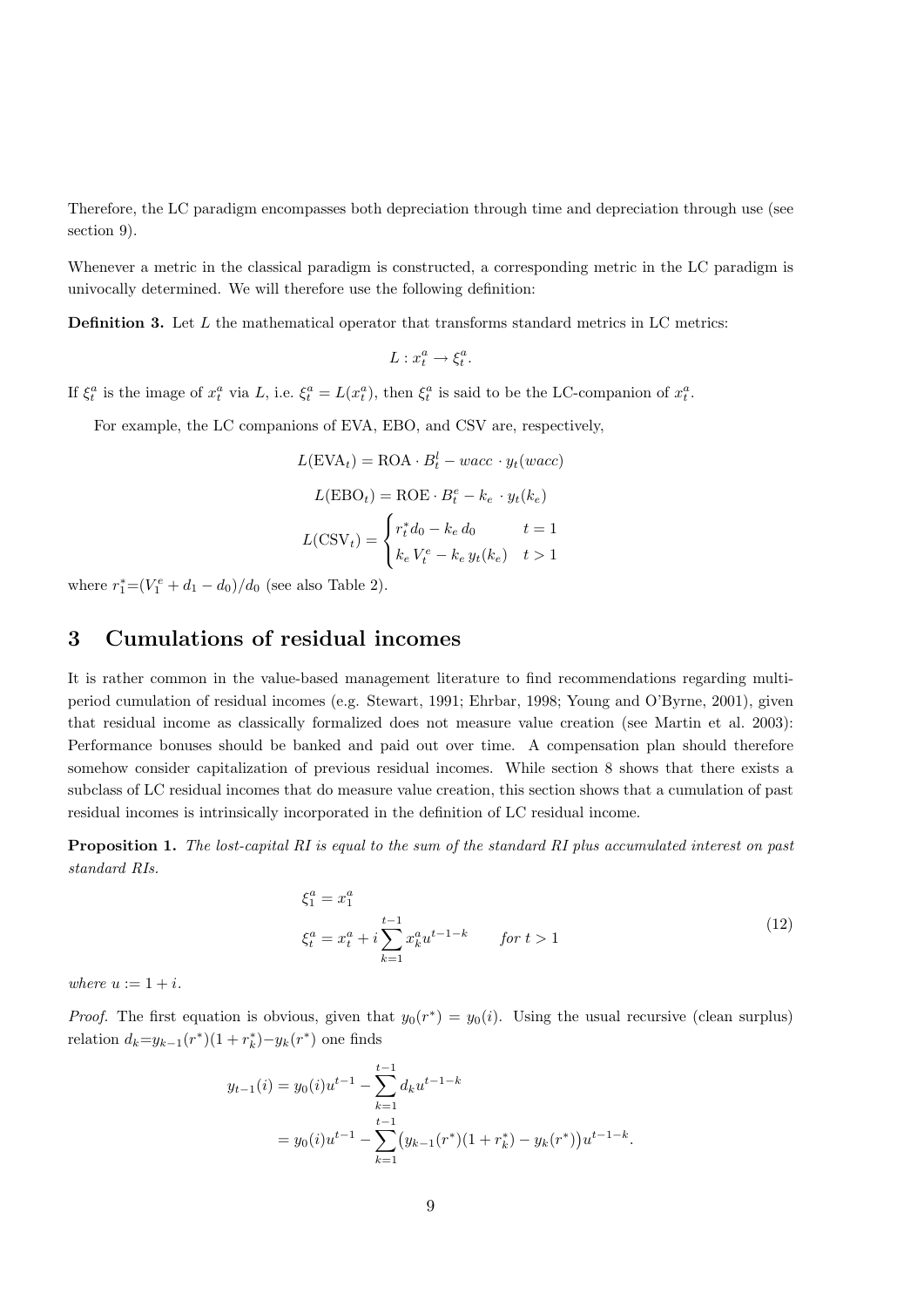Therefore, the LC paradigm encompasses both depreciation through time and depreciation through use (see section 9).

Whenever a metric in the classical paradigm is constructed, a corresponding metric in the LC paradigm is univocally determined. We will therefore use the following definition:

**Definition 3.** Let $L$ the mathematical operator that transforms standard metrics in LC metrics:

$$L : x_t^a \to \xi_t^a.$$

If $\xi_t^a$ is the image of $x_t^a$ via $L$, i.e. $\xi_t^a = L(x_t^a)$, then $\xi_t^a$ is said to be the LC-companion of $x_t^a$.

For example, the LC companions of EVA, EBO, and CSV are, respectively,

$$L(\text{EVA}_t) = \text{ROA} \cdot B_t^l - wacc \cdot y_t(wacc)$$

$$L(\text{EBO}_t) = \text{ROE} \cdot B_t^e - k_e \cdot y_t(k_e)$$

$$L(\text{CSV}_t) = \begin{cases} r_t^* d_0 - k_e\, d_0 & t = 1 \\ k_e\, V_t^e - k_e\, y_t(k_e) & t > 1 \end{cases}$$

where $r_1^* = (V_1^e + d_1 - d_0)/d_0$ (see also Table 2).

## 3 Cumulations of residual incomes

It is rather common in the value-based management literature to find recommendations regarding multi-period cumulation of residual incomes (e.g. Stewart, 1991; Ehrbar, 1998; Young and O'Byrne, 2001), given that residual income as classically formalized does not measure value creation (see Martin et al. 2003): Performance bonuses should be banked and paid out over time. A compensation plan should therefore somehow consider capitalization of previous residual incomes. While section 8 shows that there exists a subclass of LC residual incomes that do measure value creation, this section shows that a cumulation of past residual incomes is intrinsically incorporated in the definition of LC residual income.

**Proposition 1.** *The lost-capital RI is equal to the sum of the standard RI plus accumulated interest on past standard RIs.*

$$\begin{aligned} \xi_1^a &= x_1^a \\ \xi_t^a &= x_t^a + i \sum_{k=1}^{t-1} x_k^a u^{t-1-k} \qquad \text{for } t > 1 \end{aligned} \tag{12}$$

*where* $u := 1 + i$.

*Proof.* The first equation is obvious, given that $y_0(r^*) = y_0(i)$. Using the usual recursive (clean surplus) relation $d_k = y_{k-1}(r^*)(1 + r_k^*) - y_k(r^*)$ one finds

$$\begin{aligned} y_{t-1}(i) &= y_0(i)u^{t-1} - \sum_{k=1}^{t-1} d_k u^{t-1-k} \\ &= y_0(i)u^{t-1} - \sum_{k=1}^{t-1} \big(y_{k-1}(r^*)(1 + r_k^*) - y_k(r^*)\big)u^{t-1-k}. \end{aligned}$$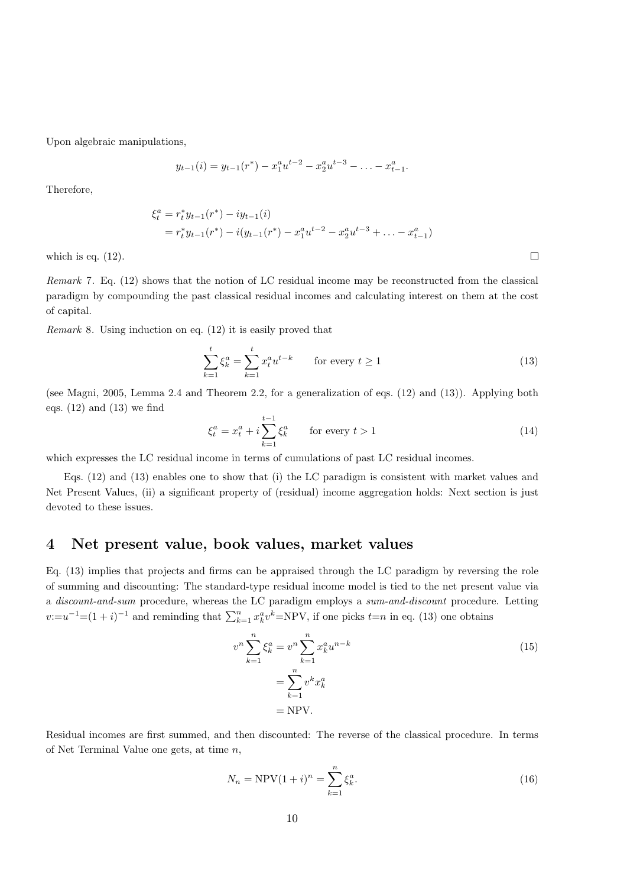Upon algebraic manipulations,

$$y_{t-1}(i) = y_{t-1}(r^*) - x_1^a u^{t-2} - x_2^a u^{t-3} - \ldots - x_{t-1}^a.$$

Therefore,

$$\begin{aligned}
\xi_t^a &= r_t^* y_{t-1}(r^*) - i y_{t-1}(i) \\
&= r_t^* y_{t-1}(r^*) - i(y_{t-1}(r^*) - x_1^a u^{t-2} - x_2^a u^{t-3} + \ldots - x_{t-1}^a)
\end{aligned}$$

which is eq. (12). □

*Remark* 7. Eq. (12) shows that the notion of LC residual income may be reconstructed from the classical paradigm by compounding the past classical residual incomes and calculating interest on them at the cost of capital.

*Remark* 8. Using induction on eq. (12) it is easily proved that

$$\sum_{k=1}^{t} \xi_k^a = \sum_{k=1}^{t} x_t^a u^{t-k} \qquad \text{for every } t \geq 1 \tag{13}$$

(see Magni, 2005, Lemma 2.4 and Theorem 2.2, for a generalization of eqs. (12) and (13)). Applying both eqs. (12) and (13) we find

$$\xi_t^a = x_t^a + i \sum_{k=1}^{t-1} \xi_k^a \qquad \text{for every } t > 1 \tag{14}$$

which expresses the LC residual income in terms of cumulations of past LC residual incomes.

Eqs. (12) and (13) enables one to show that (i) the LC paradigm is consistent with market values and Net Present Values, (ii) a significant property of (residual) income aggregation holds: Next section is just devoted to these issues.

# 4 Net present value, book values, market values

Eq. (13) implies that projects and firms can be appraised through the LC paradigm by reversing the role of summing and discounting: The standard-type residual income model is tied to the net present value via a *discount-and-sum* procedure, whereas the LC paradigm employs a *sum-and-discount* procedure. Letting $v{:=}u^{-1}{=}(1+i)^{-1}$ and reminding that $\sum_{k=1}^{n} x_k^a v^k{=}\text{NPV}$, if one picks $t{=}n$ in eq. (13) one obtains

$$\begin{aligned}
v^n \sum_{k=1}^{n} \xi_k^a &= v^n \sum_{k=1}^{n} x_k^a u^{n-k} \\
&= \sum_{k=1}^{n} v^k x_k^a \\
&= \text{NPV}.
\end{aligned} \tag{15}$$

Residual incomes are first summed, and then discounted: The reverse of the classical procedure. In terms of Net Terminal Value one gets, at time $n$,

$$N_n = \text{NPV}(1+i)^n = \sum_{k=1}^{n} \xi_k^a. \tag{16}$$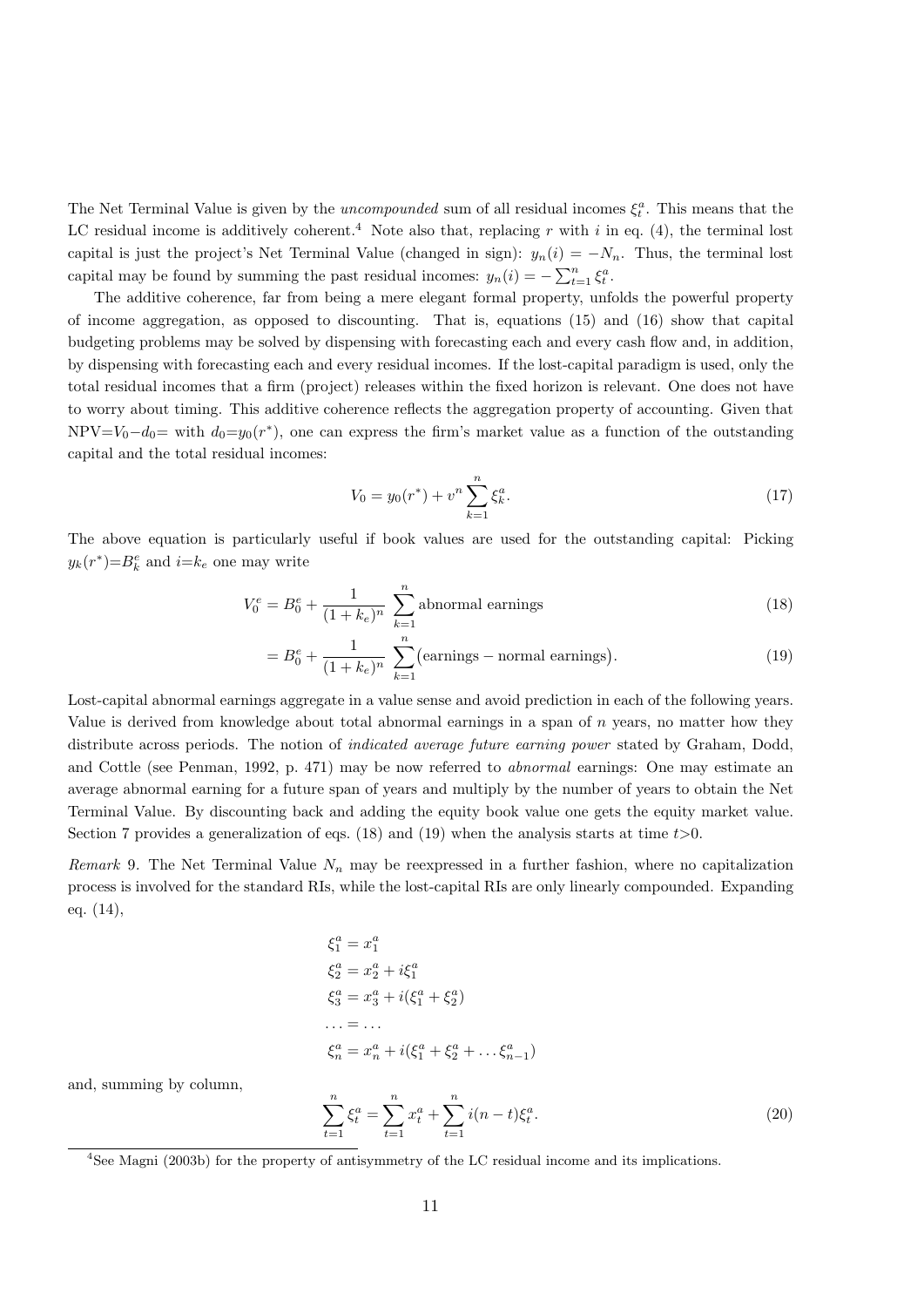The Net Terminal Value is given by the *uncompounded* sum of all residual incomes $\xi_t^a$. This means that the LC residual income is additively coherent.[4] Note also that, replacing $r$ with $i$ in eq. (4), the terminal lost capital is just the project's Net Terminal Value (changed in sign): $y_n(i) = -N_n$. Thus, the terminal lost capital may be found by summing the past residual incomes: $y_n(i) = -\sum_{t=1}^n \xi_t^a$.

The additive coherence, far from being a mere elegant formal property, unfolds the powerful property of income aggregation, as opposed to discounting. That is, equations (15) and (16) show that capital budgeting problems may be solved by dispensing with forecasting each and every cash flow and, in addition, by dispensing with forecasting each and every residual incomes. If the lost-capital paradigm is used, only the total residual incomes that a firm (project) releases within the fixed horizon is relevant. One does not have to worry about timing. This additive coherence reflects the aggregation property of accounting. Given that NPV$=V_0-d_0=$ with $d_0=y_0(r^*)$, one can express the firm's market value as a function of the outstanding capital and the total residual incomes:

$$V_0 = y_0(r^*) + v^n \sum_{k=1}^n \xi_k^a. \tag{17}$$

The above equation is particularly useful if book values are used for the outstanding capital: Picking $y_k(r^*)=B_k^e$ and $i=k_e$ one may write

$$V_0^e = B_0^e + \frac{1}{(1+k_e)^n} \sum_{k=1}^n \text{abnormal earnings} \tag{18}$$

$$= B_0^e + \frac{1}{(1+k_e)^n} \sum_{k=1}^n \big(\text{earnings} - \text{normal earnings}\big). \tag{19}$$

Lost-capital abnormal earnings aggregate in a value sense and avoid prediction in each of the following years. Value is derived from knowledge about total abnormal earnings in a span of $n$ years, no matter how they distribute across periods. The notion of *indicated average future earning power* stated by Graham, Dodd, and Cottle (see Penman, 1992, p. 471) may be now referred to *abnormal* earnings: One may estimate an average abnormal earning for a future span of years and multiply by the number of years to obtain the Net Terminal Value. By discounting back and adding the equity book value one gets the equity market value. Section 7 provides a generalization of eqs. (18) and (19) when the analysis starts at time $t>0$.

*Remark* 9. The Net Terminal Value $N_n$ may be reexpressed in a further fashion, where no capitalization process is involved for the standard RIs, while the lost-capital RIs are only linearly compounded. Expanding eq. (14),

$$\begin{aligned}
\xi_1^a &= x_1^a \\
\xi_2^a &= x_2^a + i\xi_1^a \\
\xi_3^a &= x_3^a + i(\xi_1^a + \xi_2^a) \\
\ldots &= \ldots \\
\xi_n^a &= x_n^a + i(\xi_1^a + \xi_2^a + \ldots \xi_{n-1}^a)
\end{aligned}$$

and, summing by column,

$$\sum_{t=1}^n \xi_t^a = \sum_{t=1}^n x_t^a + \sum_{t=1}^n i(n-t)\xi_t^a. \tag{20}$$

[4] See Magni (2003b) for the property of antisymmetry of the LC residual income and its implications.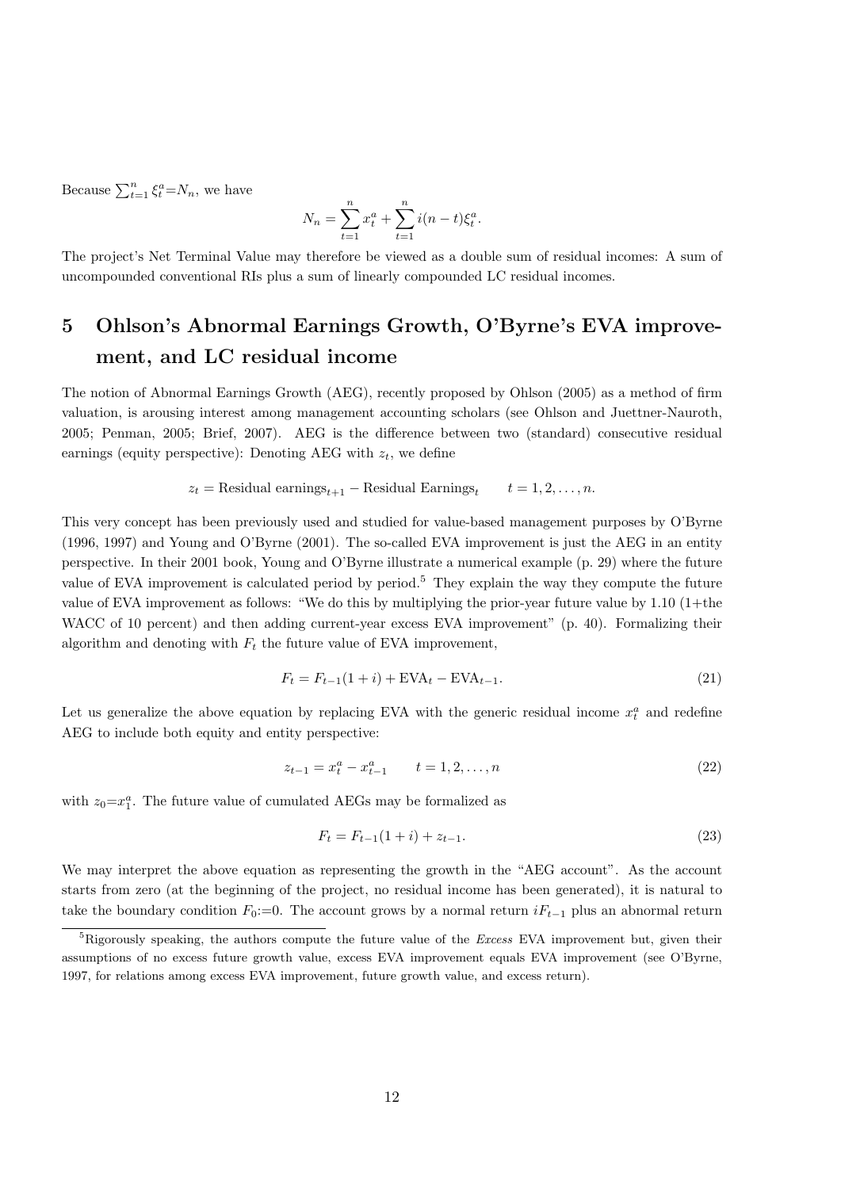Because $\sum_{t=1}^{n} \xi_t^a = N_n$, we have

$$N_n = \sum_{t=1}^{n} x_t^a + \sum_{t=1}^{n} i(n-t)\xi_t^a.$$

The project's Net Terminal Value may therefore be viewed as a double sum of residual incomes: A sum of uncompounded conventional RIs plus a sum of linearly compounded LC residual incomes.

## 5 Ohlson's Abnormal Earnings Growth, O'Byrne's EVA improvement, and LC residual income

The notion of Abnormal Earnings Growth (AEG), recently proposed by Ohlson (2005) as a method of firm valuation, is arousing interest among management accounting scholars (see Ohlson and Juettner-Nauroth, 2005; Penman, 2005; Brief, 2007). AEG is the difference between two (standard) consecutive residual earnings (equity perspective): Denoting AEG with $z_t$, we define

$$z_t = \text{Residual earnings}_{t+1} - \text{Residual Earnings}_t \qquad t = 1, 2, \ldots, n.$$

This very concept has been previously used and studied for value-based management purposes by O'Byrne (1996, 1997) and Young and O'Byrne (2001). The so-called EVA improvement is just the AEG in an entity perspective. In their 2001 book, Young and O'Byrne illustrate a numerical example (p. 29) where the future value of EVA improvement is calculated period by period.[5] They explain the way they compute the future value of EVA improvement as follows: "We do this by multiplying the prior-year future value by 1.10 (1+the WACC of 10 percent) and then adding current-year excess EVA improvement" (p. 40). Formalizing their algorithm and denoting with $F_t$ the future value of EVA improvement,

$$F_t = F_{t-1}(1+i) + \text{EVA}_t - \text{EVA}_{t-1}. \tag{21}$$

Let us generalize the above equation by replacing EVA with the generic residual income $x_t^a$ and redefine AEG to include both equity and entity perspective:

$$z_{t-1} = x_t^a - x_{t-1}^a \qquad t = 1, 2, \ldots, n \tag{22}$$

with $z_0 = x_1^a$. The future value of cumulated AEGs may be formalized as

$$F_t = F_{t-1}(1+i) + z_{t-1}. \tag{23}$$

We may interpret the above equation as representing the growth in the "AEG account". As the account starts from zero (at the beginning of the project, no residual income has been generated), it is natural to take the boundary condition $F_0 := 0$. The account grows by a normal return $iF_{t-1}$ plus an abnormal return

[5] Rigorously speaking, the authors compute the future value of the *Excess* EVA improvement but, given their assumptions of no excess future growth value, excess EVA improvement equals EVA improvement (see O'Byrne, 1997, for relations among excess EVA improvement, future growth value, and excess return).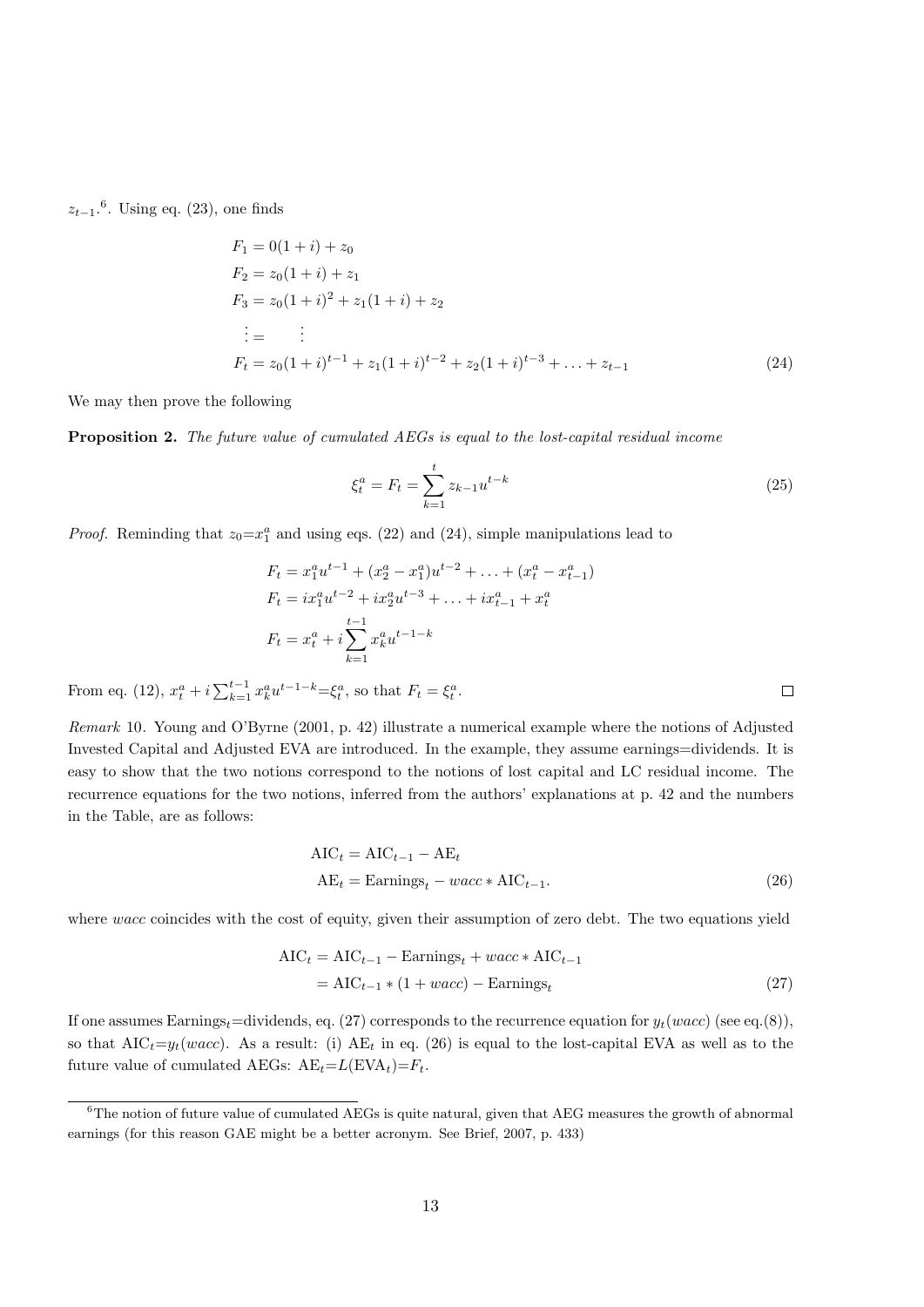$z_{t-1}$.[6]. Using eq. (23), one finds

$$
\begin{aligned}
F_1 &= 0(1+i) + z_0 \\
F_2 &= z_0(1+i) + z_1 \\
F_3 &= z_0(1+i)^2 + z_1(1+i) + z_2 \\
\vdots &= \quad \vdots \\
F_t &= z_0(1+i)^{t-1} + z_1(1+i)^{t-2} + z_2(1+i)^{t-3} + \ldots + z_{t-1}
\end{aligned}
\tag{24}
$$

We may then prove the following

**Proposition 2.** *The future value of cumulated AEGs is equal to the lost-capital residual income*

$$
\xi_t^a = F_t = \sum_{k=1}^{t} z_{k-1} u^{t-k} \tag{25}
$$

*Proof.* Reminding that $z_0{=}x_1^a$ and using eqs. (22) and (24), simple manipulations lead to

$$
\begin{aligned}
F_t &= x_1^a u^{t-1} + (x_2^a - x_1^a)u^{t-2} + \ldots + (x_t^a - x_{t-1}^a) \\
F_t &= i x_1^a u^{t-2} + i x_2^a u^{t-3} + \ldots + i x_{t-1}^a + x_t^a \\
F_t &= x_t^a + i \sum_{k=1}^{t-1} x_k^a u^{t-1-k}
\end{aligned}
$$

From eq. (12), $x_t^a + i\sum_{k=1}^{t-1} x_k^a u^{t-1-k}{=}\xi_t^a$, so that $F_t = \xi_t^a$. □

*Remark* 10. Young and O'Byrne (2001, p. 42) illustrate a numerical example where the notions of Adjusted Invested Capital and Adjusted EVA are introduced. In the example, they assume earnings=dividends. It is easy to show that the two notions correspond to the notions of lost capital and LC residual income. The recurrence equations for the two notions, inferred from the authors' explanations at p. 42 and the numbers in the Table, are as follows:

$$
\begin{aligned}
\text{AIC}_t &= \text{AIC}_{t-1} - \text{AE}_t \\
\text{AE}_t &= \text{Earnings}_t - wacc * \text{AIC}_{t-1}.
\end{aligned}
\tag{26}
$$

where $wacc$ coincides with the cost of equity, given their assumption of zero debt. The two equations yield

$$
\begin{aligned}
\text{AIC}_t &= \text{AIC}_{t-1} - \text{Earnings}_t + wacc * \text{AIC}_{t-1} \\
&= \text{AIC}_{t-1} * (1 + wacc) - \text{Earnings}_t
\end{aligned}
\tag{27}
$$

If one assumes $\text{Earnings}_t$=dividends, eq. (27) corresponds to the recurrence equation for $y_t(wacc)$ (see eq.(8)), so that $\text{AIC}_t{=}y_t(wacc)$. As a result: (i) $\text{AE}_t$ in eq. (26) is equal to the lost-capital EVA as well as to the future value of cumulated AEGs: $\text{AE}_t{=}L(\text{EVA}_t){=}F_t$.

[6] The notion of future value of cumulated AEGs is quite natural, given that AEG measures the growth of abnormal earnings (for this reason GAE might be a better acronym. See Brief, 2007, p. 433)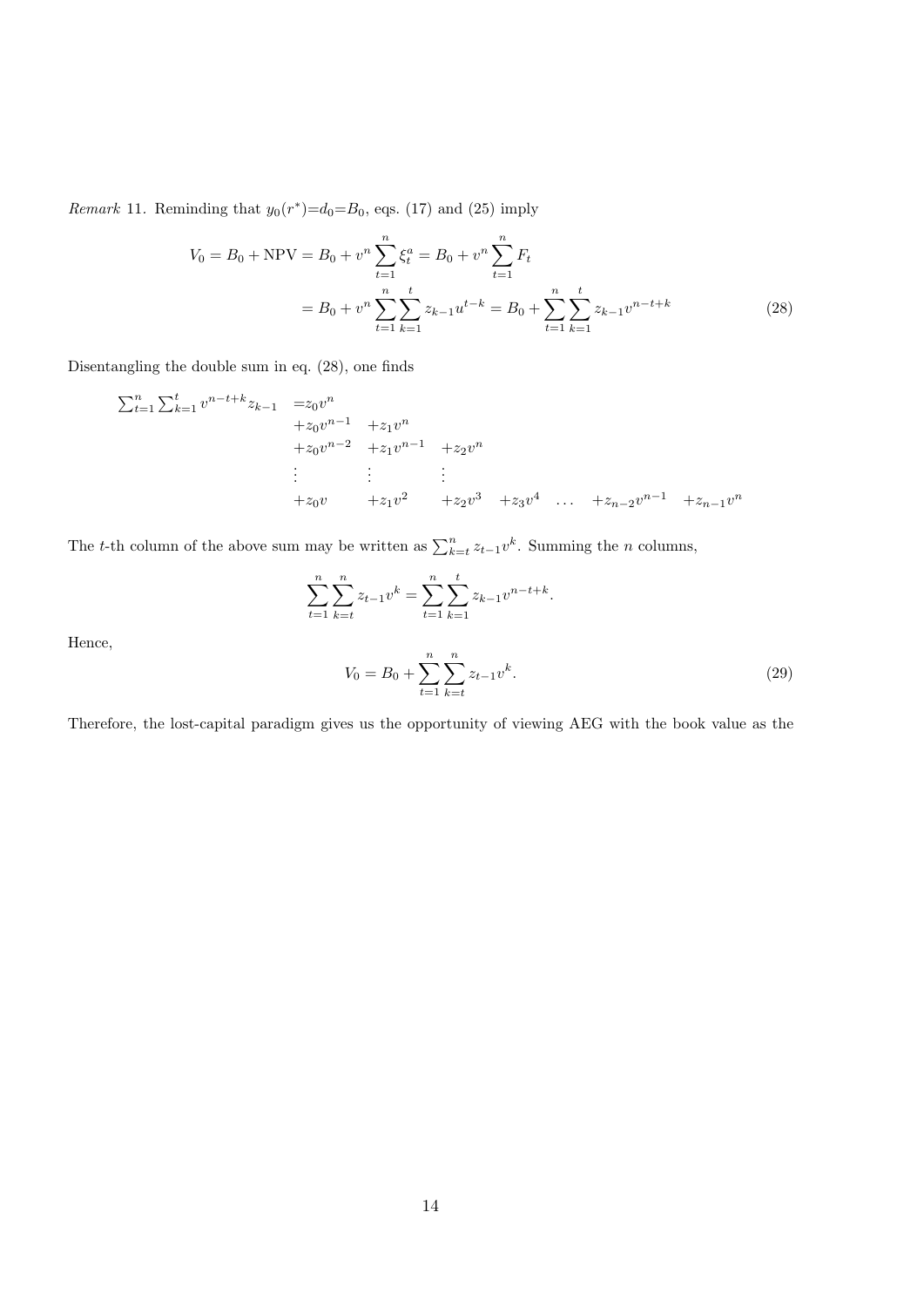*Remark* 11. Reminding that $y_0(r^*)=d_0=B_0$, eqs. (17) and (25) imply

$$
\begin{aligned}
V_0 = B_0 + \text{NPV} &= B_0 + v^n \sum_{t=1}^{n} \xi_t^a = B_0 + v^n \sum_{t=1}^{n} F_t \\
&= B_0 + v^n \sum_{t=1}^{n} \sum_{k=1}^{t} z_{k-1} u^{t-k} = B_0 + \sum_{t=1}^{n} \sum_{k=1}^{t} z_{k-1} v^{n-t+k}
\end{aligned}
\tag{28}
$$

Disentangling the double sum in eq. (28), one finds

$$
\begin{array}{lllllll}
\sum_{t=1}^{n} \sum_{k=1}^{t} v^{n-t+k} z_{k-1} & = z_0 v^n & & & & & \\
& + z_0 v^{n-1} & + z_1 v^n & & & & \\
& + z_0 v^{n-2} & + z_1 v^{n-1} & + z_2 v^n & & & \\
& \vdots & \vdots & \vdots & & & \\
& + z_0 v & + z_1 v^2 & + z_2 v^3 & + z_3 v^4 \quad \ldots & + z_{n-2} v^{n-1} & + z_{n-1} v^n
\end{array}
$$

The $t$-th column of the above sum may be written as $\sum_{k=t}^{n} z_{t-1} v^k$. Summing the $n$ columns,

$$
\sum_{t=1}^{n} \sum_{k=t}^{n} z_{t-1} v^k = \sum_{t=1}^{n} \sum_{k=1}^{t} z_{k-1} v^{n-t+k}.
$$

Hence,

$$
V_0 = B_0 + \sum_{t=1}^{n} \sum_{k=t}^{n} z_{t-1} v^k. \tag{29}
$$

Therefore, the lost-capital paradigm gives us the opportunity of viewing AEG with the book value as the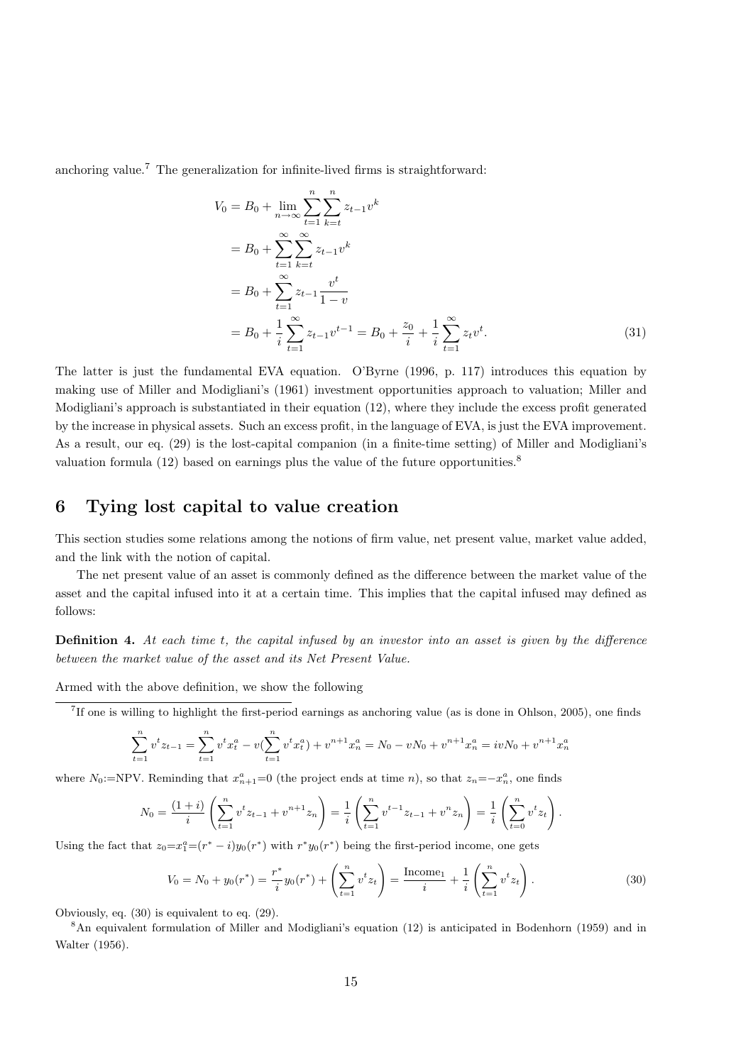anchoring value.[7] The generalization for infinite-lived firms is straightforward:

$$
\begin{aligned}
V_0 &= B_0 + \lim_{n\to\infty} \sum_{t=1}^{n} \sum_{k=t}^{n} z_{t-1} v^k \\
&= B_0 + \sum_{t=1}^{\infty} \sum_{k=t}^{\infty} z_{t-1} v^k \\
&= B_0 + \sum_{t=1}^{\infty} z_{t-1} \frac{v^t}{1-v} \\
&= B_0 + \frac{1}{i} \sum_{t=1}^{\infty} z_{t-1} v^{t-1} = B_0 + \frac{z_0}{i} + \frac{1}{i} \sum_{t=1}^{\infty} z_t v^t.
\end{aligned} \tag{31}
$$

The latter is just the fundamental EVA equation. O'Byrne (1996, p. 117) introduces this equation by making use of Miller and Modigliani's (1961) investment opportunities approach to valuation; Miller and Modigliani's approach is substantiated in their equation (12), where they include the excess profit generated by the increase in physical assets. Such an excess profit, in the language of EVA, is just the EVA improvement. As a result, our eq. (29) is the lost-capital companion (in a finite-time setting) of Miller and Modigliani's valuation formula (12) based on earnings plus the value of the future opportunities.[8]

## 6 Tying lost capital to value creation

This section studies some relations among the notions of firm value, net present value, market value added, and the link with the notion of capital.

The net present value of an asset is commonly defined as the difference between the market value of the asset and the capital infused into it at a certain time. This implies that the capital infused may defined as follows:

**Definition 4.** *At each time $t$, the capital infused by an investor into an asset is given by the difference between the market value of the asset and its Net Present Value.*

Armed with the above definition, we show the following

---

[7] If one is willing to highlight the first-period earnings as anchoring value (as is done in Ohlson, 2005), one finds

$$
\sum_{t=1}^{n} v^t z_{t-1} = \sum_{t=1}^{n} v^t x_t^a - v\left(\sum_{t=1}^{n} v^t x_t^a\right) + v^{n+1} x_n^a = N_0 - vN_0 + v^{n+1} x_n^a = ivN_0 + v^{n+1} x_n^a
$$

where $N_0$:=NPV. Reminding that $x_{n+1}^a$=0 (the project ends at time $n$), so that $z_n$=$-x_n^a$, one finds

$$
N_0 = \frac{(1+i)}{i} \left( \sum_{t=1}^{n} v^t z_{t-1} + v^{n+1} z_n \right) = \frac{1}{i} \left( \sum_{t=1}^{n} v^{t-1} z_{t-1} + v^n z_n \right) = \frac{1}{i} \left( \sum_{t=0}^{n} v^t z_t \right).
$$

Using the fact that $z_0$=$x_1^a$=$(r^* - i) y_0(r^*)$ with $r^* y_0(r^*)$ being the first-period income, one gets

$$
V_0 = N_0 + y_0(r^*) = \frac{r^*}{i} y_0(r^*) + \left( \sum_{t=1}^{n} v^t z_t \right) = \frac{\text{Income}_1}{i} + \frac{1}{i} \left( \sum_{t=1}^{n} v^t z_t \right). \tag{30}
$$

Obviously, eq. (30) is equivalent to eq. (29).

[8] An equivalent formulation of Miller and Modigliani's equation (12) is anticipated in Bodenhorn (1959) and in Walter (1956).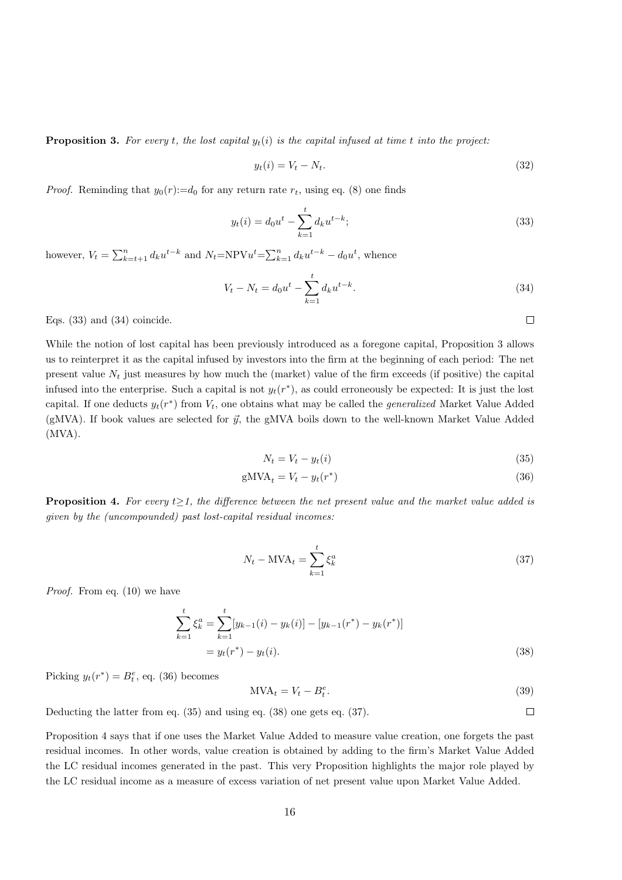**Proposition 3.** *For every $t$, the lost capital $y_t(i)$ is the capital infused at time $t$ into the project:*

$$y_t(i) = V_t - N_t. \tag{32}$$

*Proof.* Reminding that $y_0(r){:=}d_0$ for any return rate $r_t$, using eq. (8) one finds

$$y_t(i) = d_0 u^t - \sum_{k=1}^{t} d_k u^{t-k}; \tag{33}$$

however, $V_t = \sum_{k=t+1}^{n} d_k u^{t-k}$ and $N_t{=}\text{NPV}u^t{=}\sum_{k=1}^{n} d_k u^{t-k} - d_0 u^t$, whence

$$V_t - N_t = d_0 u^t - \sum_{k=1}^{t} d_k u^{t-k}. \tag{34}$$

Eqs. (33) and (34) coincide. □

While the notion of lost capital has been previously introduced as a foregone capital, Proposition 3 allows us to reinterpret it as the capital infused by investors into the firm at the beginning of each period: The net present value $N_t$ just measures by how much the (market) value of the firm exceeds (if positive) the capital infused into the enterprise. Such a capital is not $y_t(r^*)$, as could erroneously be expected: It is just the lost capital. If one deducts $y_t(r^*)$ from $V_t$, one obtains what may be called the *generalized* Market Value Added (gMVA). If book values are selected for $\vec{y}$, the gMVA boils down to the well-known Market Value Added (MVA).

$$N_t = V_t - y_t(i) \tag{35}$$

$$\text{gMVA}_t = V_t - y_t(r^*) \tag{36}$$

**Proposition 4.** *For every $t{\geq}1$, the difference between the net present value and the market value added is given by the (uncompounded) past lost-capital residual incomes:*

$$N_t - \text{MVA}_t = \sum_{k=1}^{t} \xi_k^a \tag{37}$$

*Proof.* From eq. (10) we have

$$\begin{aligned}\sum_{k=1}^{t} \xi_k^a &= \sum_{k=1}^{t} [y_{k-1}(i) - y_k(i)] - [y_{k-1}(r^*) - y_k(r^*)] \\ &= y_t(r^*) - y_t(i).\end{aligned} \tag{38}$$

Picking $y_t(r^*) = B_t^e$, eq. (36) becomes

$$\text{MVA}_t = V_t - B_t^e. \tag{39}$$

Deducting the latter from eq. (35) and using eq. (38) one gets eq. (37). □

Proposition 4 says that if one uses the Market Value Added to measure value creation, one forgets the past residual incomes. In other words, value creation is obtained by adding to the firm's Market Value Added the LC residual incomes generated in the past. This very Proposition highlights the major role played by the LC residual income as a measure of excess variation of net present value upon Market Value Added.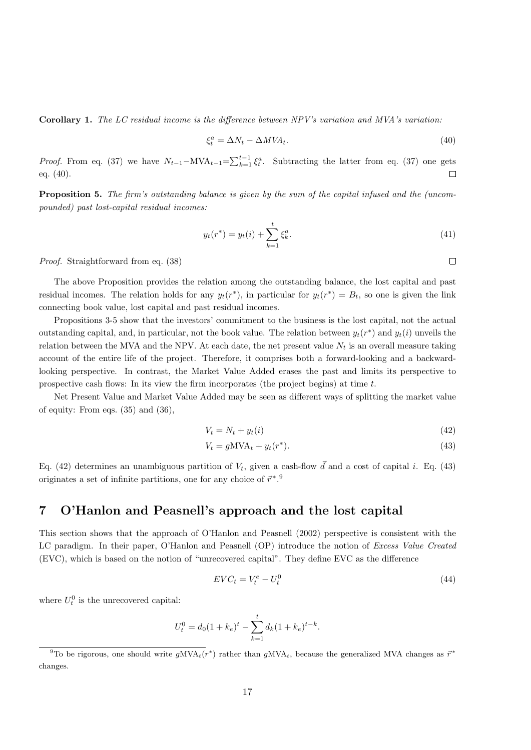**Corollary 1.** *The LC residual income is the difference between NPV's variation and MVA's variation:*

$$\xi_t^a = \Delta N_t - \Delta MVA_t. \tag{40}$$

*Proof.* From eq. (37) we have $N_{t-1} - \text{MVA}_{t-1} = \sum_{k=1}^{t-1} \xi_t^a$. Subtracting the latter from eq. (37) one gets eq. (40). □

**Proposition 5.** *The firm's outstanding balance is given by the sum of the capital infused and the (uncompounded) past lost-capital residual incomes:*

$$y_t(r^*) = y_t(i) + \sum_{k=1}^{t} \xi_k^a. \tag{41}$$

*Proof.* Straightforward from eq. (38) □

The above Proposition provides the relation among the outstanding balance, the lost capital and past residual incomes. The relation holds for any $y_t(r^*)$, in particular for $y_t(r^*) = B_t$, so one is given the link connecting book value, lost capital and past residual incomes.

Propositions 3-5 show that the investors' commitment to the business is the lost capital, not the actual outstanding capital, and, in particular, not the book value. The relation between $y_t(r^*)$ and $y_t(i)$ unveils the relation between the MVA and the NPV. At each date, the net present value $N_t$ is an overall measure taking account of the entire life of the project. Therefore, it comprises both a forward-looking and a backward-looking perspective. In contrast, the Market Value Added erases the past and limits its perspective to prospective cash flows: In its view the firm incorporates (the project begins) at time $t$.

Net Present Value and Market Value Added may be seen as different ways of splitting the market value of equity: From eqs. (35) and (36),

$$V_t = N_t + y_t(i) \tag{42}$$

$$V_t = g\text{MVA}_t + y_t(r^*). \tag{43}$$

Eq. (42) determines an unambiguous partition of $V_t$, given a cash-flow $\vec{d}$ and a cost of capital $i$. Eq. (43) originates a set of infinite partitions, one for any choice of $\vec{r}^*$.[9]

## 7 O'Hanlon and Peasnell's approach and the lost capital

This section shows that the approach of O'Hanlon and Peasnell (2002) perspective is consistent with the LC paradigm. In their paper, O'Hanlon and Peasnell (OP) introduce the notion of *Excess Value Created* (EVC), which is based on the notion of "unrecovered capital". They define EVC as the difference

$$EVC_t = V_t^e - U_t^0 \tag{44}$$

where $U_t^0$ is the unrecovered capital:

$$U_t^0 = d_0(1 + k_e)^t - \sum_{k=1}^{t} d_k(1 + k_e)^{t-k}.$$

[9] To be rigorous, one should write $g\text{MVA}_t(r^*)$ rather than $g\text{MVA}_t$, because the generalized MVA changes as $\vec{r}^*$ changes.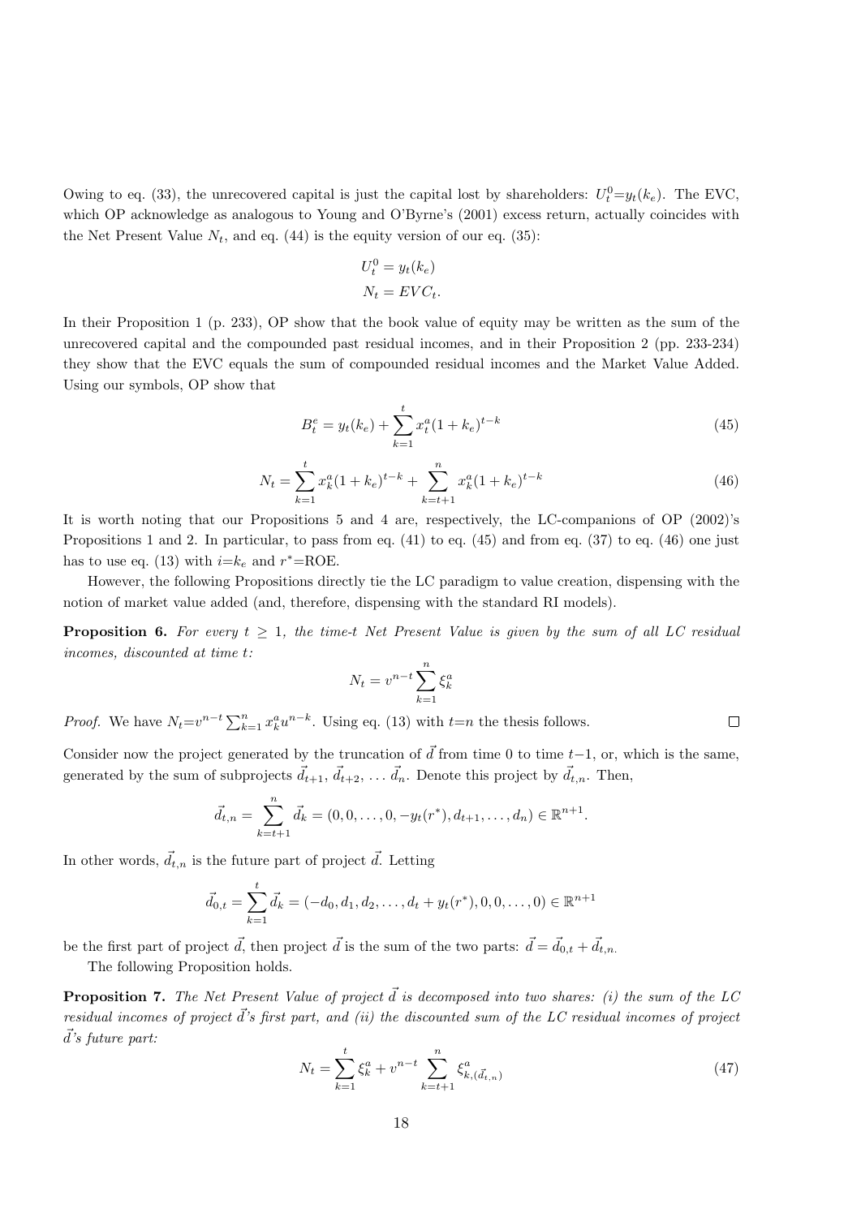Owing to eq. (33), the unrecovered capital is just the capital lost by shareholders: $U_t^0{=}y_t(k_e)$. The EVC, which OP acknowledge as analogous to Young and O'Byrne's (2001) excess return, actually coincides with the Net Present Value $N_t$, and eq. (44) is the equity version of our eq. (35):

$$U_t^0 = y_t(k_e)$$
$$N_t = EVC_t.$$

In their Proposition 1 (p. 233), OP show that the book value of equity may be written as the sum of the unrecovered capital and the compounded past residual incomes, and in their Proposition 2 (pp. 233-234) they show that the EVC equals the sum of compounded residual incomes and the Market Value Added. Using our symbols, OP show that

$$B_t^e = y_t(k_e) + \sum_{k=1}^{t} x_t^a (1+k_e)^{t-k} \tag{45}$$

$$N_t = \sum_{k=1}^{t} x_k^a (1+k_e)^{t-k} + \sum_{k=t+1}^{n} x_k^a (1+k_e)^{t-k} \tag{46}$$

It is worth noting that our Propositions 5 and 4 are, respectively, the LC-companions of OP (2002)'s Propositions 1 and 2. In particular, to pass from eq. (41) to eq. (45) and from eq. (37) to eq. (46) one just has to use eq. (13) with $i{=}k_e$ and $r^*{=}$ROE.

However, the following Propositions directly tie the LC paradigm to value creation, dispensing with the notion of market value added (and, therefore, dispensing with the standard RI models).

**Proposition 6.** *For every $t \geq 1$, the time-$t$ Net Present Value is given by the sum of all LC residual incomes, discounted at time $t$:*

$$N_t = v^{n-t} \sum_{k=1}^{n} \xi_k^a$$

*Proof.* We have $N_t{=}v^{n-t}\sum_{k=1}^{n} x_k^a u^{n-k}$. Using eq. (13) with $t{=}n$ the thesis follows. □

Consider now the project generated by the truncation of $\vec{d}$ from time 0 to time $t{-}1$, or, which is the same, generated by the sum of subprojects $\vec{d}_{t+1}$, $\vec{d}_{t+2}$, ... $\vec{d}_n$. Denote this project by $\vec{d}_{t,n}$. Then,

$$\vec{d}_{t,n} = \sum_{k=t+1}^{n} \vec{d}_k = (0, 0, \ldots, 0, -y_t(r^*), d_{t+1}, \ldots, d_n) \in \mathbb{R}^{n+1}.$$

In other words, $\vec{d}_{t,n}$ is the future part of project $\vec{d}$. Letting

$$\vec{d}_{0,t} = \sum_{k=1}^{t} \vec{d}_k = (-d_0, d_1, d_2, \ldots, d_t + y_t(r^*), 0, 0, \ldots, 0) \in \mathbb{R}^{n+1}$$

be the first part of project $\vec{d}$, then project $\vec{d}$ is the sum of the two parts: $\vec{d} = \vec{d}_{0,t} + \vec{d}_{t,n}$.

The following Proposition holds.

**Proposition 7.** *The Net Present Value of project $\vec{d}$ is decomposed into two shares: (i) the sum of the LC residual incomes of project $\vec{d}$'s first part, and (ii) the discounted sum of the LC residual incomes of project $\vec{d}$'s future part:*

$$N_t = \sum_{k=1}^{t} \xi_k^a + v^{n-t} \sum_{k=t+1}^{n} \xi_{k,(\vec{d}_{t,n})}^a \tag{47}$$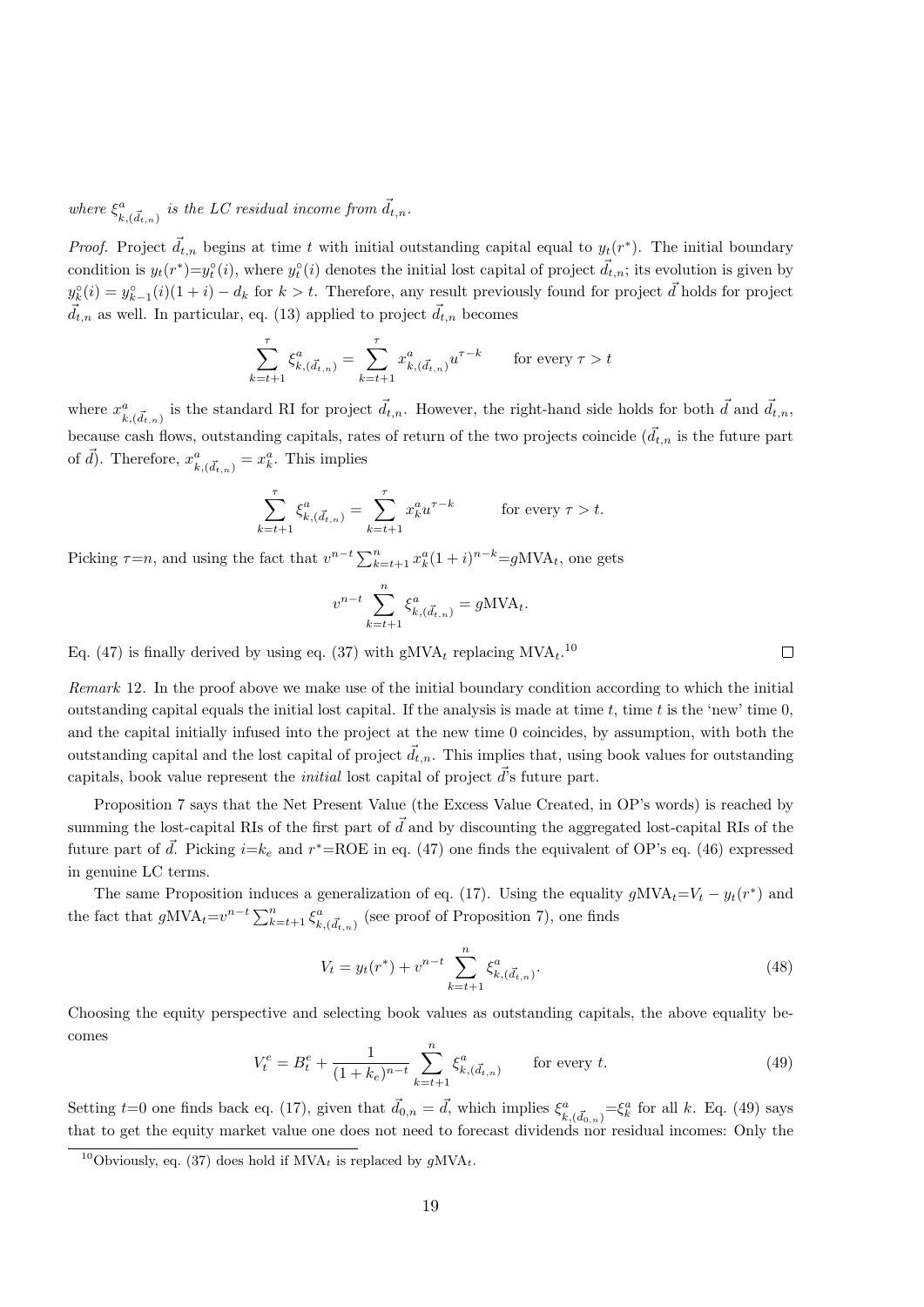*where $\xi^a_{k,(\vec{d}_{t,n})}$ is the LC residual income from $\vec{d}_{t,n}$.*

*Proof.* Project $\vec{d}_{t,n}$ begins at time $t$ with initial outstanding capital equal to $y_t(r^*)$. The initial boundary condition is $y_t(r^*)=y^\circ_t(i)$, where $y^\circ_t(i)$ denotes the initial lost capital of project $\vec{d}_{t,n}$; its evolution is given by $y^\circ_k(i) = y^\circ_{k-1}(i)(1+i) - d_k$ for $k > t$. Therefore, any result previously found for project $\vec{d}$ holds for project $\vec{d}_{t,n}$ as well. In particular, eq. (13) applied to project $\vec{d}_{t,n}$ becomes

$$\sum_{k=t+1}^{\tau} \xi^a_{k,(\vec{d}_{t,n})} = \sum_{k=t+1}^{\tau} x^a_{k,(\vec{d}_{t,n})} u^{\tau-k} \qquad \text{for every } \tau > t$$

where $x^a_{k,(\vec{d}_{t,n})}$ is the standard RI for project $\vec{d}_{t,n}$. However, the right-hand side holds for both $\vec{d}$ and $\vec{d}_{t,n}$, because cash flows, outstanding capitals, rates of return of the two projects coincide ($\vec{d}_{t,n}$ is the future part of $\vec{d}$). Therefore, $x^a_{k,(\vec{d}_{t,n})} = x^a_k$. This implies

$$\sum_{k=t+1}^{\tau} \xi^a_{k,(\vec{d}_{t,n})} = \sum_{k=t+1}^{\tau} x^a_k u^{\tau-k} \qquad \text{for every } \tau > t.$$

Picking $\tau{=}n$, and using the fact that $v^{n-t}\sum_{k=t+1}^{n} x^a_k(1+i)^{n-k}{=}g\text{MVA}_t$, one gets

$$v^{n-t} \sum_{k=t+1}^{n} \xi^a_{k,(\vec{d}_{t,n})} = g\text{MVA}_t.$$

Eq. (47) is finally derived by using eq. (37) with gMVA$_t$ replacing MVA$_t$.[10] □

*Remark* 12. In the proof above we make use of the initial boundary condition according to which the initial outstanding capital equals the initial lost capital. If the analysis is made at time $t$, time $t$ is the 'new' time 0, and the capital initially infused into the project at the new time 0 coincides, by assumption, with both the outstanding capital and the lost capital of project $\vec{d}_{t,n}$. This implies that, using book values for outstanding capitals, book value represent the *initial* lost capital of project $\vec{d}$'s future part.

Proposition 7 says that the Net Present Value (the Excess Value Created, in OP's words) is reached by summing the lost-capital RIs of the first part of $\vec{d}$ and by discounting the aggregated lost-capital RIs of the future part of $\vec{d}$. Picking $i{=}k_e$ and $r^*{=}$ROE in eq. (47) one finds the equivalent of OP's eq. (46) expressed in genuine LC terms.

The same Proposition induces a generalization of eq. (17). Using the equality $g\text{MVA}_t{=}V_t - y_t(r^*)$ and the fact that $g\text{MVA}_t{=}v^{n-t}\sum_{k=t+1}^{n} \xi^a_{k,(\vec{d}_{t,n})}$ (see proof of Proposition 7), one finds

$$V_t = y_t(r^*) + v^{n-t} \sum_{k=t+1}^{n} \xi^a_{k,(\vec{d}_{t,n})}. \tag{48}$$

Choosing the equity perspective and selecting book values as outstanding capitals, the above equality becomes

$$V^e_t = B^e_t + \frac{1}{(1+k_e)^{n-t}} \sum_{k=t+1}^{n} \xi^a_{k,(\vec{d}_{t,n})} \qquad \text{for every } t. \tag{49}$$

Setting $t{=}0$ one finds back eq. (17), given that $\vec{d}_{0,n} = \vec{d}$, which implies $\xi^a_{k,(\vec{d}_{0,n})}{=}\xi^a_k$ for all $k$. Eq. (49) says that to get the equity market value one does not need to forecast dividends nor residual incomes: Only the

[10] Obviously, eq. (37) does hold if MVA$_t$ is replaced by $g$MVA$_t$.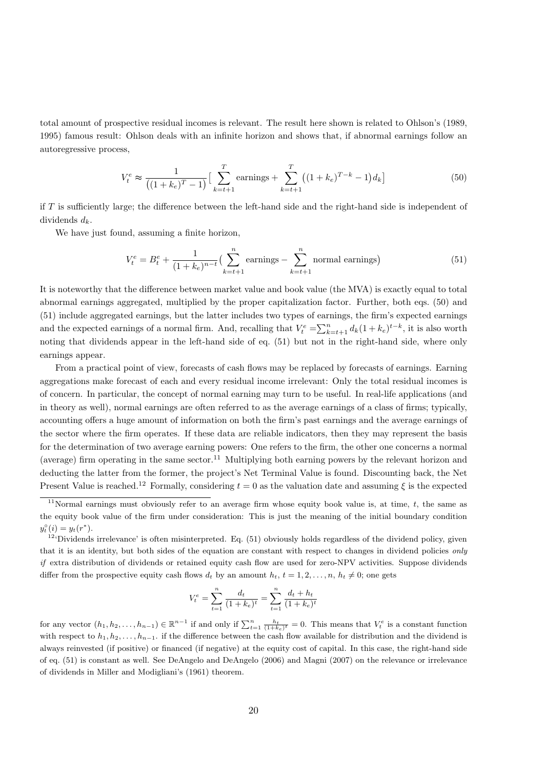total amount of prospective residual incomes is relevant. The result here shown is related to Ohlson's (1989, 1995) famous result: Ohlson deals with an infinite horizon and shows that, if abnormal earnings follow an autoregressive process,

$$V_t^e \approx \frac{1}{\left((1+k_e)^T - 1\right)} \Big[ \sum_{k=t+1}^{T} \text{earnings} + \sum_{k=t+1}^{T} \left((1+k_e)^{T-k} - 1\right) d_k \Big] \tag{50}$$

if $T$ is sufficiently large; the difference between the left-hand side and the right-hand side is independent of dividends $d_k$.

We have just found, assuming a finite horizon,

$$V_t^e = B_t^e + \frac{1}{(1+k_e)^{n-t}} \Big( \sum_{k=t+1}^{n} \text{earnings} - \sum_{k=t+1}^{n} \text{normal earnings} \Big) \tag{51}$$

It is noteworthy that the difference between market value and book value (the MVA) is exactly equal to total abnormal earnings aggregated, multiplied by the proper capitalization factor. Further, both eqs. (50) and (51) include aggregated earnings, but the latter includes two types of earnings, the firm's expected earnings and the expected earnings of a normal firm. And, recalling that $V_t^e = \sum_{k=t+1}^{n} d_k (1+k_e)^{t-k}$, it is also worth noting that dividends appear in the left-hand side of eq. (51) but not in the right-hand side, where only earnings appear.

From a practical point of view, forecasts of cash flows may be replaced by forecasts of earnings. Earning aggregations make forecast of each and every residual income irrelevant: Only the total residual incomes is of concern. In particular, the concept of normal earning may turn to be useful. In real-life applications (and in theory as well), normal earnings are often referred to as the average earnings of a class of firms; typically, accounting offers a huge amount of information on both the firm's past earnings and the average earnings of the sector where the firm operates. If these data are reliable indicators, then they may represent the basis for the determination of two average earning powers: One refers to the firm, the other one concerns a normal (average) firm operating in the same sector.[11] Multiplying both earning powers by the relevant horizon and deducting the latter from the former, the project's Net Terminal Value is found. Discounting back, the Net Present Value is reached.[12] Formally, considering $t = 0$ as the valuation date and assuming $\xi$ is the expected

[11] Normal earnings must obviously refer to an average firm whose equity book value is, at time, $t$, the same as the equity book value of the firm under consideration: This is just the meaning of the initial boundary condition $y_t^\circ(i) = y_t(r^*)$.

[12] 'Dividends irrelevance' is often misinterpreted. Eq. (51) obviously holds regardless of the dividend policy, given that it is an identity, but both sides of the equation are constant with respect to changes in dividend policies *only if* extra distribution of dividends or retained equity cash flow are used for zero-NPV activities. Suppose dividends differ from the prospective equity cash flows $d_t$ by an amount $h_t$, $t = 1, 2, \ldots, n$, $h_t \neq 0$; one gets

$$V_t^e = \sum_{t=1}^{n} \frac{d_t}{(1+k_e)^t} = \sum_{t=1}^{n} \frac{d_t + h_t}{(1+k_e)^t}$$

for any vector $(h_1, h_2, \ldots, h_{n-1}) \in \mathbb{R}^{n-1}$ if and only if $\sum_{t=1}^{n} \frac{h_t}{(1+k_e)^t} = 0$. This means that $V_t^e$ is a constant function with respect to $h_1, h_2, \ldots, h_{n-1}$. if the difference between the cash flow available for distribution and the dividend is always reinvested (if positive) or financed (if negative) at the equity cost of capital. In this case, the right-hand side of eq. (51) is constant as well. See DeAngelo and DeAngelo (2006) and Magni (2007) on the relevance or irrelevance of dividends in Miller and Modigliani's (1961) theorem.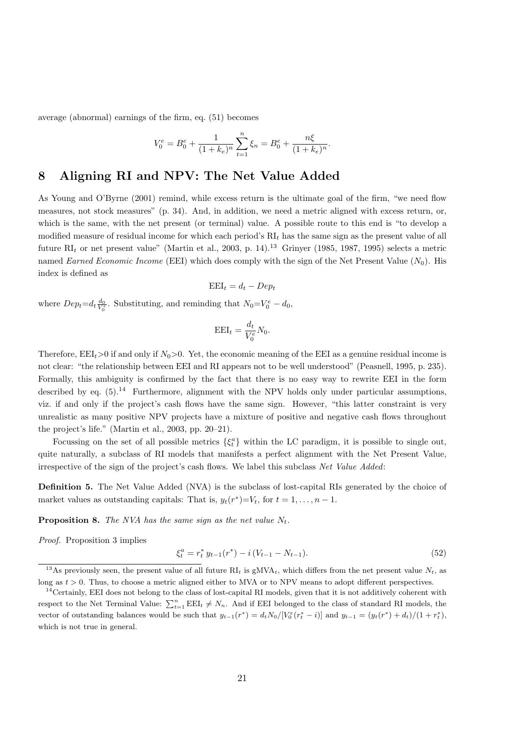average (abnormal) earnings of the firm, eq. (51) becomes

$$V_0^e = B_0^e + \frac{1}{(1+k_e)^n}\sum_{t=1}^{n}\xi_n = B_0^e + \frac{n\xi}{(1+k_e)^n}.$$

## 8 Aligning RI and NPV: The Net Value Added

As Young and O'Byrne (2001) remind, while excess return is the ultimate goal of the firm, "we need flow measures, not stock measures" (p. 34). And, in addition, we need a metric aligned with excess return, or, which is the same, with the net present (or terminal) value. A possible route to this end is "to develop a modified measure of residual income for which each period's $\text{RI}_t$ has the same sign as the present value of all future $\text{RI}_t$ or net present value" (Martin et al., 2003, p. 14).[13] Grinyer (1985, 1987, 1995) selects a metric named *Earned Economic Income* (EEI) which does comply with the sign of the Net Present Value ($N_0$). His index is defined as

$$\text{EEI}_t = d_t - Dep_t$$

where $Dep_t{=}d_t\frac{d_0}{V_0^e}$. Substituting, and reminding that $N_0{=}V_0^e - d_0$,

$$\text{EEI}_t = \frac{d_t}{V_0^e}N_0.$$

Therefore, $\text{EEI}_t{>}0$ if and only if $N_0{>}0$. Yet, the economic meaning of the EEI as a genuine residual income is not clear: "the relationship between EEI and RI appears not to be well understood" (Peasnell, 1995, p. 235). Formally, this ambiguity is confirmed by the fact that there is no easy way to rewrite EEI in the form described by eq. (5).[14] Furthermore, alignment with the NPV holds only under particular assumptions, viz. if and only if the project's cash flows have the same sign. However, "this latter constraint is very unrealistic as many positive NPV projects have a mixture of positive and negative cash flows throughout the project's life." (Martin et al., 2003, pp. 20–21).

Focussing on the set of all possible metrics $\{\xi_t^a\}$ within the LC paradigm, it is possible to single out, quite naturally, a subclass of RI models that manifests a perfect alignment with the Net Present Value, irrespective of the sign of the project's cash flows. We label this subclass *Net Value Added*:

**Definition 5.** The Net Value Added (NVA) is the subclass of lost-capital RIs generated by the choice of market values as outstanding capitals: That is, $y_t(r^*){=}V_t$, for $t = 1, \ldots, n-1$.

**Proposition 8.** *The NVA has the same sign as the net value $N_t$.*

*Proof.* Proposition 3 implies

$$\xi_t^a = r_t^*\, y_{t-1}(r^*) - i\,(V_{t-1} - N_{t-1}). \tag{52}$$

[13] As previously seen, the present value of all future $\text{RI}_t$ is $\text{gMVA}_t$, which differs from the net present value $N_t$, as long as $t > 0$. Thus, to choose a metric aligned either to MVA or to NPV means to adopt different perspectives.

[14] Certainly, EEI does not belong to the class of lost-capital RI models, given that it is not additively coherent with respect to the Net Terminal Value: $\sum_{t=1}^{n}\text{EEI}_t \neq N_n$. And if EEI belonged to the class of standard RI models, the vector of outstanding balances would be such that $y_{t-1}(r^*) = d_tN_0/[V_0^e(r_t^* - i)]$ and $y_{t-1} = (y_t(r^*) + d_t)/(1 + r_t^*)$, which is not true in general.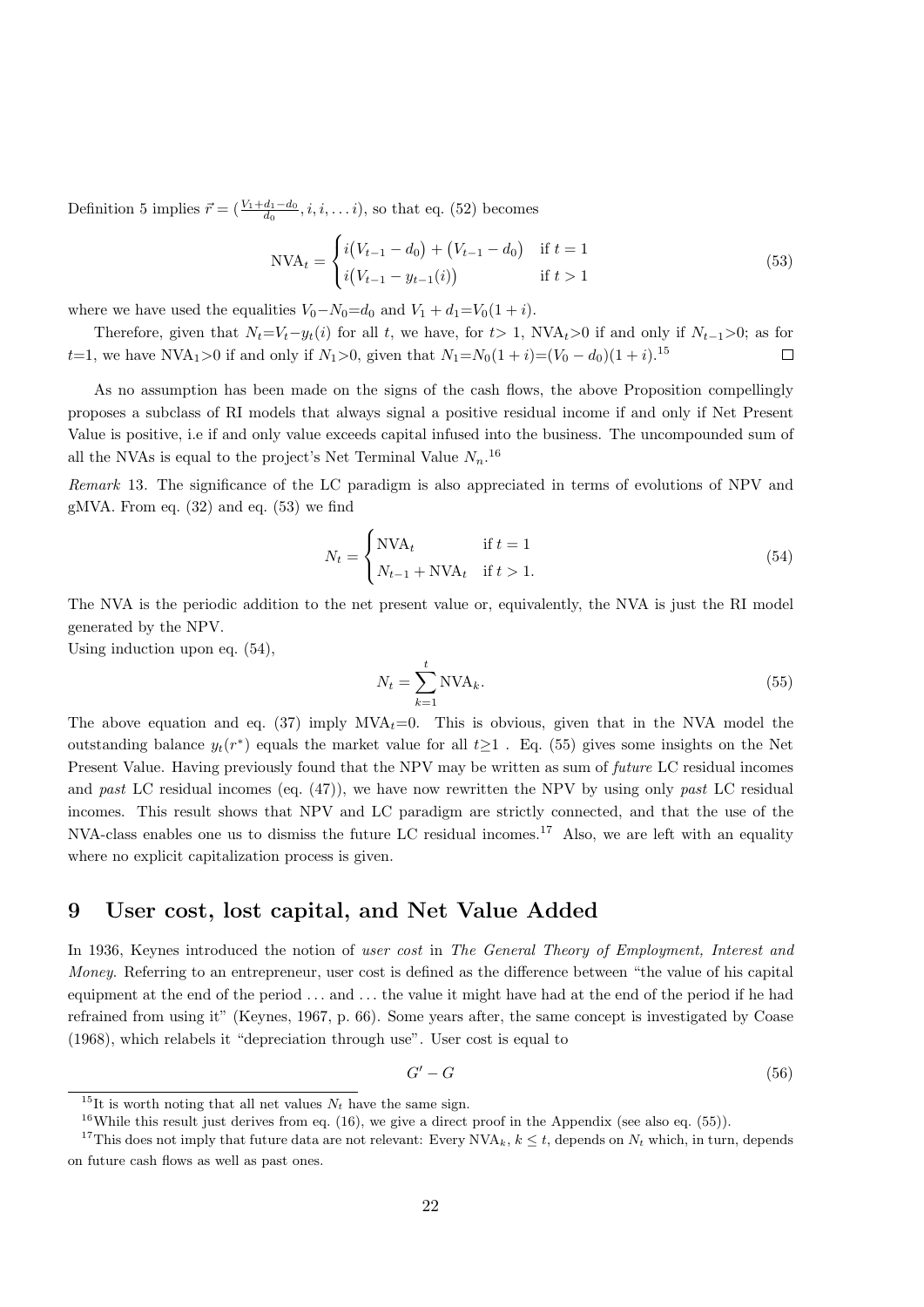Definition 5 implies $\vec{r} = (\frac{V_1+d_1-d_0}{d_0}, i, i, \dots i)$, so that eq. (52) becomes

$$\text{NVA}_t = \begin{cases} i\big(V_{t-1} - d_0\big) + \big(V_{t-1} - d_0\big) & \text{if } t = 1 \\ i\big(V_{t-1} - y_{t-1}(i)\big) & \text{if } t > 1 \end{cases} \tag{53}$$

where we have used the equalities $V_0 - N_0 = d_0$ and $V_1 + d_1 = V_0(1+i)$.

Therefore, given that $N_t = V_t - y_t(i)$ for all $t$, we have, for $t > 1$, $\text{NVA}_t > 0$ if and only if $N_{t-1} > 0$; as for $t=1$, we have $\text{NVA}_1 > 0$ if and only if $N_1 > 0$, given that $N_1 = N_0(1+i) = (V_0 - d_0)(1+i)$.[15] □

As no assumption has been made on the signs of the cash flows, the above Proposition compellingly proposes a subclass of RI models that always signal a positive residual income if and only if Net Present Value is positive, i.e if and only value exceeds capital infused into the business. The uncompounded sum of all the NVAs is equal to the project's Net Terminal Value $N_n$.[16]

*Remark* 13. The significance of the LC paradigm is also appreciated in terms of evolutions of NPV and gMVA. From eq. (32) and eq. (53) we find

$$N_t = \begin{cases} \text{NVA}_t & \text{if } t = 1 \\ N_{t-1} + \text{NVA}_t & \text{if } t > 1. \end{cases} \tag{54}$$

The NVA is the periodic addition to the net present value or, equivalently, the NVA is just the RI model generated by the NPV.
Using induction upon eq. (54),

$$N_t = \sum_{k=1}^{t} \text{NVA}_k. \tag{55}$$

The above equation and eq. (37) imply $\text{MVA}_t = 0$. This is obvious, given that in the NVA model the outstanding balance $y_t(r^*)$ equals the market value for all $t \geq 1$. Eq. (55) gives some insights on the Net Present Value. Having previously found that the NPV may be written as sum of *future* LC residual incomes and *past* LC residual incomes (eq. (47)), we have now rewritten the NPV by using only *past* LC residual incomes. This result shows that NPV and LC paradigm are strictly connected, and that the use of the NVA-class enables one us to dismiss the future LC residual incomes.[17] Also, we are left with an equality where no explicit capitalization process is given.

# 9 User cost, lost capital, and Net Value Added

In 1936, Keynes introduced the notion of *user cost* in *The General Theory of Employment, Interest and Money*. Referring to an entrepreneur, user cost is defined as the difference between "the value of his capital equipment at the end of the period ... and ... the value it might have had at the end of the period if he had refrained from using it" (Keynes, 1967, p. 66). Some years after, the same concept is investigated by Coase (1968), which relabels it "depreciation through use". User cost is equal to

$$G' - G \tag{56}$$

[15] It is worth noting that all net values $N_t$ have the same sign.

[16] While this result just derives from eq. (16), we give a direct proof in the Appendix (see also eq. (55)).

[17] This does not imply that future data are not relevant: Every $\text{NVA}_k$, $k \leq t$, depends on $N_t$ which, in turn, depends on future cash flows as well as past ones.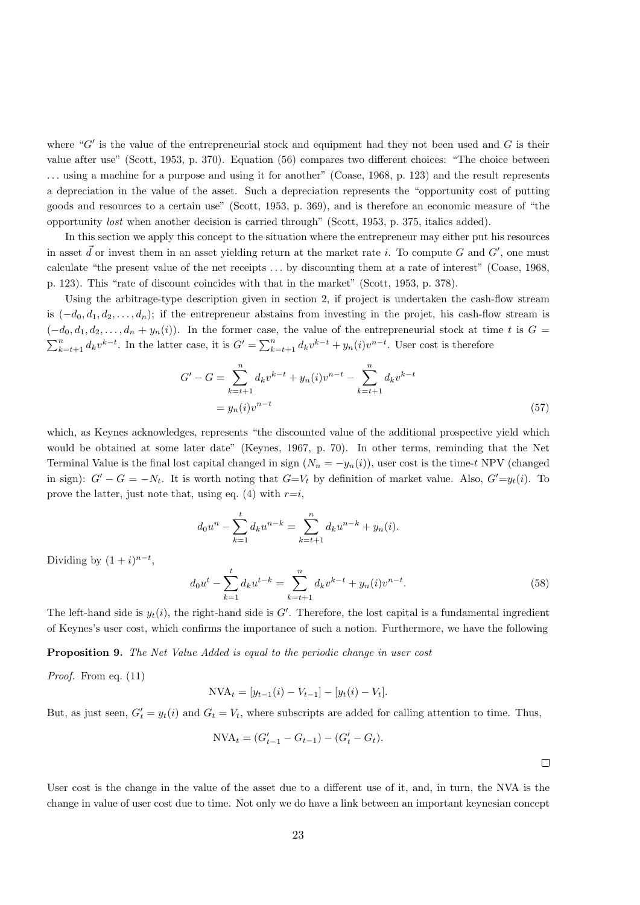where "$G'$ is the value of the entrepreneurial stock and equipment had they not been used and $G$ is their value after use" (Scott, 1953, p. 370). Equation (56) compares two different choices: "The choice between ... using a machine for a purpose and using it for another" (Coase, 1968, p. 123) and the result represents a depreciation in the value of the asset. Such a depreciation represents the "opportunity cost of putting goods and resources to a certain use" (Scott, 1953, p. 369), and is therefore an economic measure of "the opportunity *lost* when another decision is carried through" (Scott, 1953, p. 375, italics added).

In this section we apply this concept to the situation where the entrepreneur may either put his resources in asset $\vec{d}$ or invest them in an asset yielding return at the market rate $i$. To compute $G$ and $G'$, one must calculate "the present value of the net receipts ... by discounting them at a rate of interest" (Coase, 1968, p. 123). This "rate of discount coincides with that in the market" (Scott, 1953, p. 378).

Using the arbitrage-type description given in section 2, if project is undertaken the cash-flow stream is $(-d_0, d_1, d_2, \ldots, d_n)$; if the entrepreneur abstains from investing in the projet, his cash-flow stream is $(-d_0, d_1, d_2, \ldots, d_n + y_n(i))$. In the former case, the value of the entrepreneurial stock at time $t$ is $G = \sum_{k=t+1}^{n} d_k v^{k-t}$. In the latter case, it is $G' = \sum_{k=t+1}^{n} d_k v^{k-t} + y_n(i)v^{n-t}$. User cost is therefore

$$
\begin{aligned}
G' - G &= \sum_{k=t+1}^{n} d_k v^{k-t} + y_n(i)v^{n-t} - \sum_{k=t+1}^{n} d_k v^{k-t} \\
&= y_n(i)v^{n-t}
\end{aligned}
\tag{57}
$$

which, as Keynes acknowledges, represents "the discounted value of the additional prospective yield which would be obtained at some later date" (Keynes, 1967, p. 70). In other terms, reminding that the Net Terminal Value is the final lost capital changed in sign ($N_n = -y_n(i)$), user cost is the time-$t$ NPV (changed in sign): $G' - G = -N_t$. It is worth noting that $G = V_t$ by definition of market value. Also, $G' = y_t(i)$. To prove the latter, just note that, using eq. (4) with $r = i$,

$$
d_0 u^n - \sum_{k=1}^{t} d_k u^{n-k} = \sum_{k=t+1}^{n} d_k u^{n-k} + y_n(i).
$$

Dividing by $(1+i)^{n-t}$,

$$
d_0 u^t - \sum_{k=1}^{t} d_k u^{t-k} = \sum_{k=t+1}^{n} d_k v^{k-t} + y_n(i)v^{n-t}.
\tag{58}
$$

The left-hand side is $y_t(i)$, the right-hand side is $G'$. Therefore, the lost capital is a fundamental ingredient of Keynes's user cost, which confirms the importance of such a notion. Furthermore, we have the following

**Proposition 9.** *The Net Value Added is equal to the periodic change in user cost*

*Proof.* From eq. (11)

$$
\text{NVA}_t = [y_{t-1}(i) - V_{t-1}] - [y_t(i) - V_t].
$$

But, as just seen, $G'_t = y_t(i)$ and $G_t = V_t$, where subscripts are added for calling attention to time. Thus,

$$
\text{NVA}_t = (G'_{t-1} - G_{t-1}) - (G'_t - G_t).
$$

□

User cost is the change in the value of the asset due to a different use of it, and, in turn, the NVA is the change in value of user cost due to time. Not only we do have a link between an important keynesian concept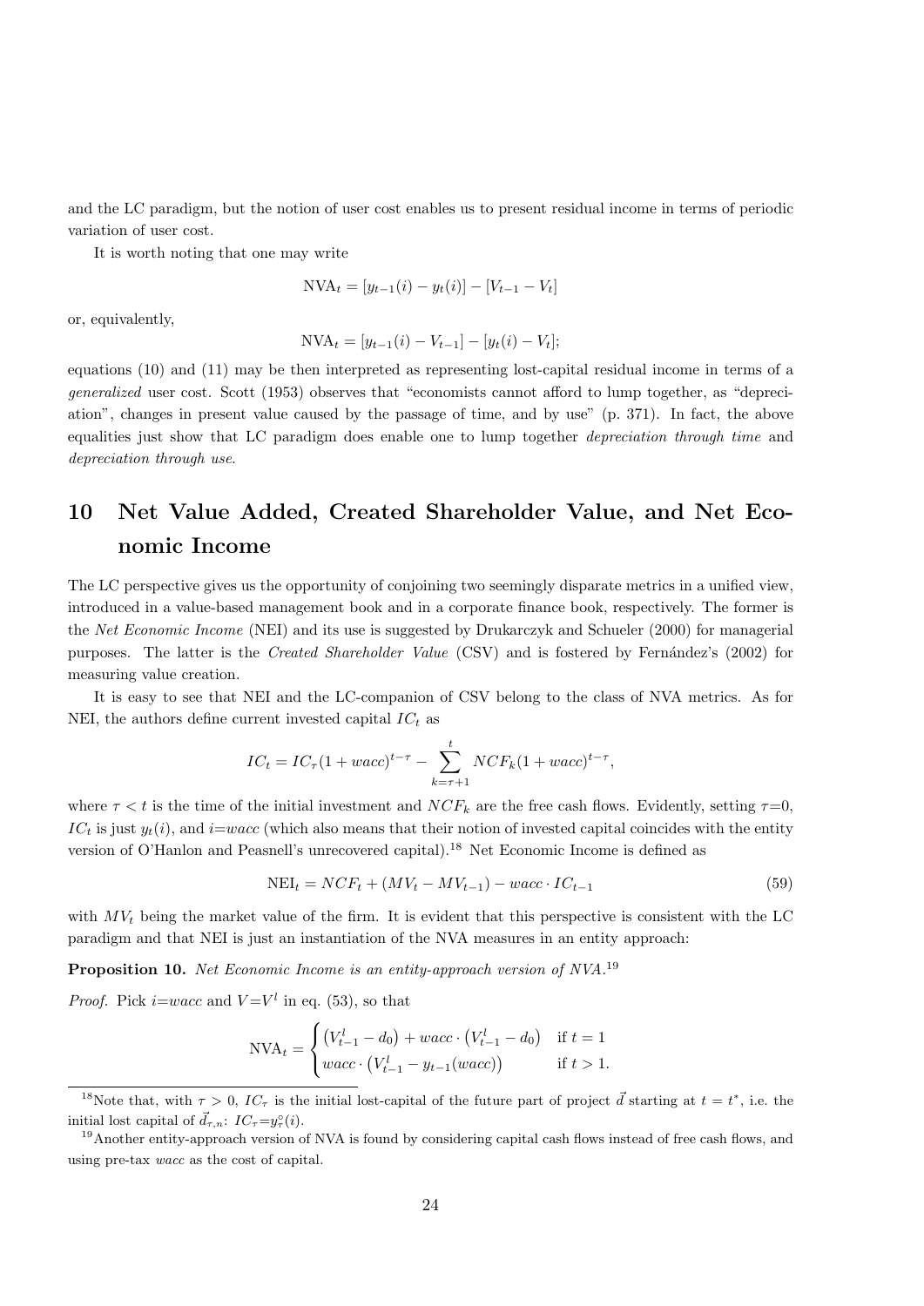and the LC paradigm, but the notion of user cost enables us to present residual income in terms of periodic variation of user cost.

It is worth noting that one may write

$$\text{NVA}_t = [y_{t-1}(i) - y_t(i)] - [V_{t-1} - V_t]$$

or, equivalently,

$$\text{NVA}_t = [y_{t-1}(i) - V_{t-1}] - [y_t(i) - V_t];$$

equations (10) and (11) may be then interpreted as representing lost-capital residual income in terms of a *generalized* user cost. Scott (1953) observes that "economists cannot afford to lump together, as "depreciation", changes in present value caused by the passage of time, and by use" (p. 371). In fact, the above equalities just show that LC paradigm does enable one to lump together *depreciation through time* and *depreciation through use*.

# 10 Net Value Added, Created Shareholder Value, and Net Economic Income

The LC perspective gives us the opportunity of conjoining two seemingly disparate metrics in a unified view, introduced in a value-based management book and in a corporate finance book, respectively. The former is the *Net Economic Income* (NEI) and its use is suggested by Drukarczyk and Schueler (2000) for managerial purposes. The latter is the *Created Shareholder Value* (CSV) and is fostered by Fernández's (2002) for measuring value creation.

It is easy to see that NEI and the LC-companion of CSV belong to the class of NVA metrics. As for NEI, the authors define current invested capital $IC_t$ as

$$IC_t = IC_\tau(1 + wacc)^{t-\tau} - \sum_{k=\tau+1}^{t} NCF_k(1 + wacc)^{t-\tau},$$

where $\tau < t$ is the time of the initial investment and $NCF_k$ are the free cash flows. Evidently, setting $\tau$=0, $IC_t$ is just $y_t(i)$, and $i$=$wacc$ (which also means that their notion of invested capital coincides with the entity version of O'Hanlon and Peasnell's unrecovered capital).[18] Net Economic Income is defined as

$$\text{NEI}_t = NCF_t + (MV_t - MV_{t-1}) - wacc \cdot IC_{t-1} \tag{59}$$

with $MV_t$ being the market value of the firm. It is evident that this perspective is consistent with the LC paradigm and that NEI is just an instantiation of the NVA measures in an entity approach:

**Proposition 10.** *Net Economic Income is an entity-approach version of NVA.*[19]

*Proof.* Pick $i$=$wacc$ and $V$=$V^l$ in eq. (53), so that

$$\text{NVA}_t = \begin{cases} \left(V^l_{t-1} - d_0\right) + wacc \cdot \left(V^l_{t-1} - d_0\right) & \text{if } t = 1 \\ wacc \cdot \left(V^l_{t-1} - y_{t-1}(wacc)\right) & \text{if } t > 1. \end{cases}$$

[18] Note that, with $\tau > 0$, $IC_\tau$ is the initial lost-capital of the future part of project $\vec{d}$ starting at $t = t^*$, i.e. the initial lost capital of $\vec{d}_{\tau,n}$: $IC_\tau$=$y^\circ_\tau(i)$.

[19] Another entity-approach version of NVA is found by considering capital cash flows instead of free cash flows, and using pre-tax *wacc* as the cost of capital.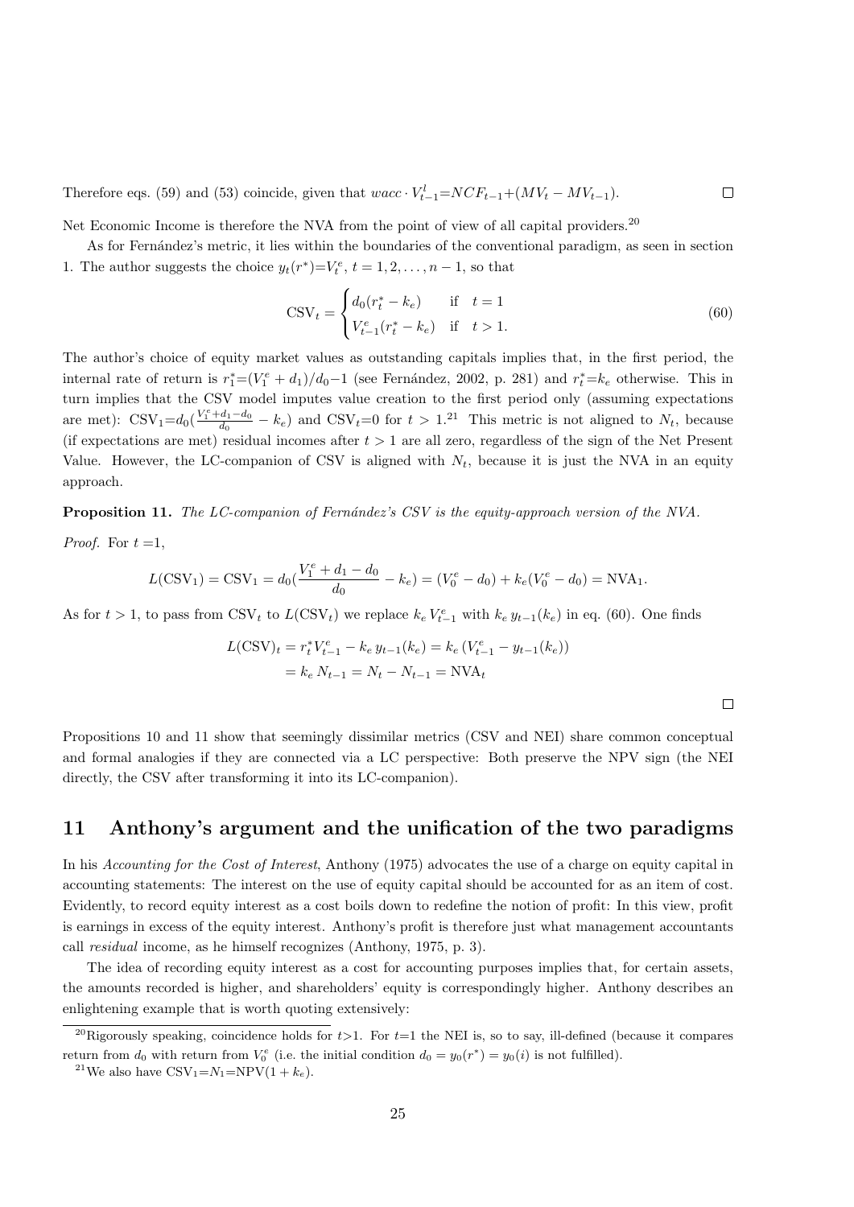Therefore eqs. (59) and (53) coincide, given that $wacc \cdot V^l_{t-1}$=$NCF_{t-1}$+$(MV_t - MV_{t-1})$. $\square$

Net Economic Income is therefore the NVA from the point of view of all capital providers.[20]

As for Fernández's metric, it lies within the boundaries of the conventional paradigm, as seen in section 1. The author suggests the choice $y_t(r^*)$=$V^e_t$, $t = 1, 2, \ldots, n-1$, so that

$$\text{CSV}_t = \begin{cases} d_0(r^*_t - k_e) & \text{if} \quad t = 1 \\ V^e_{t-1}(r^*_t - k_e) & \text{if} \quad t > 1. \end{cases} \tag{60}$$

The author's choice of equity market values as outstanding capitals implies that, in the first period, the internal rate of return is $r^*_1$=$(V^e_1 + d_1)/d_0$−1 (see Fernández, 2002, p. 281) and $r^*_t$=$k_e$ otherwise. This in turn implies that the CSV model imputes value creation to the first period only (assuming expectations are met): $\text{CSV}_1$=$d_0(\frac{V^e_1+d_1-d_0}{d_0} - k_e)$ and $\text{CSV}_t$=0 for $t > 1$.[21] This metric is not aligned to $N_t$, because (if expectations are met) residual incomes after $t > 1$ are all zero, regardless of the sign of the Net Present Value. However, the LC-companion of CSV is aligned with $N_t$, because it is just the NVA in an equity approach.

**Proposition 11.** *The LC-companion of Fernández's CSV is the equity-approach version of the NVA.*

*Proof.* For $t$ =1,

$$L(\text{CSV}_1) = \text{CSV}_1 = d_0(\frac{V^e_1 + d_1 - d_0}{d_0} - k_e) = (V^e_0 - d_0) + k_e(V^e_0 - d_0) = \text{NVA}_1.$$

As for $t > 1$, to pass from $\text{CSV}_t$ to $L(\text{CSV}_t)$ we replace $k_e\, V^e_{t-1}$ with $k_e\, y_{t-1}(k_e)$ in eq. (60). One finds

$$\begin{aligned} L(\text{CSV})_t &= r^*_t V^e_{t-1} - k_e\, y_{t-1}(k_e) = k_e\,(V^e_{t-1} - y_{t-1}(k_e)) \\ &= k_e\, N_{t-1} = N_t - N_{t-1} = \text{NVA}_t \end{aligned}$$

$\square$

Propositions 10 and 11 show that seemingly dissimilar metrics (CSV and NEI) share common conceptual and formal analogies if they are connected via a LC perspective: Both preserve the NPV sign (the NEI directly, the CSV after transforming it into its LC-companion).

## 11 Anthony's argument and the unification of the two paradigms

In his *Accounting for the Cost of Interest*, Anthony (1975) advocates the use of a charge on equity capital in accounting statements: The interest on the use of equity capital should be accounted for as an item of cost. Evidently, to record equity interest as a cost boils down to redefine the notion of profit: In this view, profit is earnings in excess of the equity interest. Anthony's profit is therefore just what management accountants call *residual* income, as he himself recognizes (Anthony, 1975, p. 3).

The idea of recording equity interest as a cost for accounting purposes implies that, for certain assets, the amounts recorded is higher, and shareholders' equity is correspondingly higher. Anthony describes an enlightening example that is worth quoting extensively:

[20] Rigorously speaking, coincidence holds for $t$>1. For $t$=1 the NEI is, so to say, ill-defined (because it compares return from $d_0$ with return from $V^e_0$ (i.e. the initial condition $d_0 = y_0(r^*) = y_0(i)$ is not fulfilled).

[21] We also have $\text{CSV}_1$=$N_1$=$\text{NPV}(1 + k_e)$.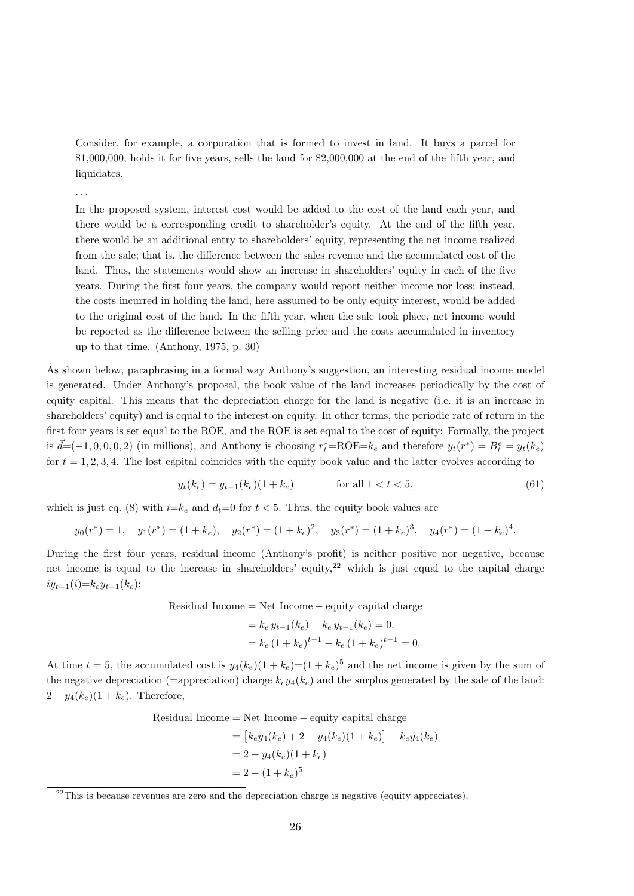> Consider, for example, a corporation that is formed to invest in land. It buys a parcel for \$1,000,000, holds it for five years, sells the land for \$2,000,000 at the end of the fifth year, and liquidates.
>
> ...
>
> In the proposed system, interest cost would be added to the cost of the land each year, and there would be a corresponding credit to shareholder's equity. At the end of the fifth year, there would be an additional entry to shareholders' equity, representing the net income realized from the sale; that is, the difference between the sales revenue and the accumulated cost of the land. Thus, the statements would show an increase in shareholders' equity in each of the five years. During the first four years, the company would report neither income nor loss; instead, the costs incurred in holding the land, here assumed to be only equity interest, would be added to the original cost of the land. In the fifth year, when the sale took place, net income would be reported as the difference between the selling price and the costs accumulated in inventory up to that time. (Anthony, 1975, p. 30)

As shown below, paraphrasing in a formal way Anthony's suggestion, an interesting residual income model is generated. Under Anthony's proposal, the book value of the land increases periodically by the cost of equity capital. This means that the depreciation charge for the land is negative (i.e. it is an increase in shareholders' equity) and is equal to the interest on equity. In other terms, the periodic rate of return in the first four years is set equal to the ROE, and the ROE is set equal to the cost of equity: Formally, the project is $\vec{d}$=$(-1, 0, 0, 0, 2)$ (in millions), and Anthony is choosing $r^*_t$=ROE=$k_e$ and therefore $y_t(r^*) = B^e_t = y_t(k_e)$ for $t = 1, 2, 3, 4$. The lost capital coincides with the equity book value and the latter evolves according to

$$y_t(k_e) = y_{t-1}(k_e)(1 + k_e) \qquad \text{for all } 1 < t < 5, \tag{61}$$

which is just eq. (8) with $i$=$k_e$ and $d_t$=0 for $t < 5$. Thus, the equity book values are

$$y_0(r^*) = 1, \quad y_1(r^*) = (1 + k_e), \quad y_2(r^*) = (1 + k_e)^2, \quad y_3(r^*) = (1 + k_e)^3, \quad y_4(r^*) = (1 + k_e)^4.$$

During the first four years, residual income (Anthony's profit) is neither positive nor negative, because net income is equal to the increase in shareholders' equity,[22] which is just equal to the capital charge $iy_{t-1}(i)$=$k_e y_{t-1}(k_e)$:

$$\begin{aligned}
\text{Residual Income} &= \text{Net Income} - \text{equity capital charge} \\
&= k_e\, y_{t-1}(k_e) - k_e\, y_{t-1}(k_e) = 0. \\
&= k_e\, (1 + k_e)^{t-1} - k_e\, (1 + k_e)^{t-1} = 0.
\end{aligned}$$

At time $t = 5$, the accumulated cost is $y_4(k_e)(1 + k_e)$=$(1 + k_e)^5$ and the net income is given by the sum of the negative depreciation (=appreciation) charge $k_e y_4(k_e)$ and the surplus generated by the sale of the land: $2 - y_4(k_e)(1 + k_e)$. Therefore,

$$\begin{aligned}
\text{Residual Income} &= \text{Net Income} - \text{equity capital charge} \\
&= \left[k_e y_4(k_e) + 2 - y_4(k_e)(1 + k_e)\right] - k_e y_4(k_e) \\
&= 2 - y_4(k_e)(1 + k_e) \\
&= 2 - (1 + k_e)^5
\end{aligned}$$

[22] This is because revenues are zero and the depreciation charge is negative (equity appreciates).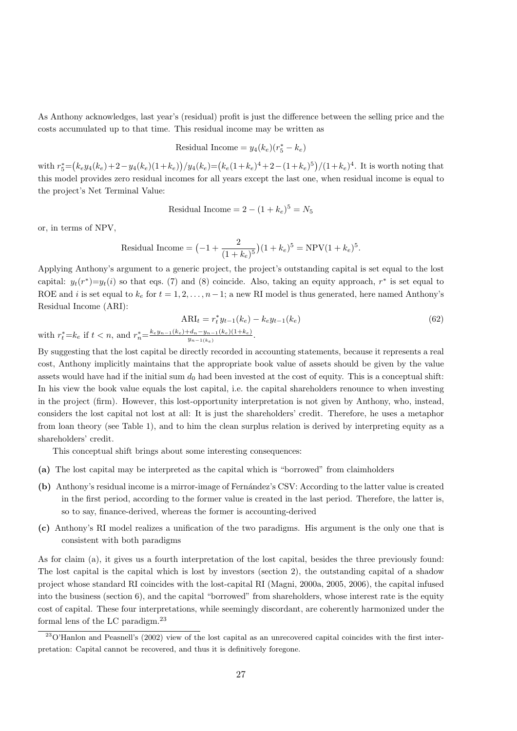As Anthony acknowledges, last year's (residual) profit is just the difference between the selling price and the costs accumulated up to that time. This residual income may be written as

$$\text{Residual Income} = y_4(k_e)(r_5^* - k_e)$$

with $r_5^* = \big(k_e y_4(k_e) + 2 - y_4(k_e)(1+k_e)\big)/y_4(k_e) = \big(k_e(1+k_e)^4 + 2 - (1+k_e)^5\big)/(1+k_e)^4$. It is worth noting that this model provides zero residual incomes for all years except the last one, when residual income is equal to the project's Net Terminal Value:

$$\text{Residual Income} = 2 - (1+k_e)^5 = N_5$$

or, in terms of NPV,

$$\text{Residual Income} = \big(-1 + \frac{2}{(1+k_e)^5}\big)(1+k_e)^5 = \text{NPV}(1+k_e)^5.$$

Applying Anthony's argument to a generic project, the project's outstanding capital is set equal to the lost capital: $y_t(r^*) = y_t(i)$ so that eqs. (7) and (8) coincide. Also, taking an equity approach, $r^*$ is set equal to ROE and $i$ is set equal to $k_e$ for $t = 1, 2, \ldots, n-1$; a new RI model is thus generated, here named Anthony's Residual Income (ARI):

$$\text{ARI}_t = r_t^* y_{t-1}(k_e) - k_e y_{t-1}(k_e) \tag{62}$$

with $r_t^* = k_e$ if $t < n$, and $r_n^* = \frac{k_e y_{n-1}(k_e) + d_n - y_{n-1}(k_e)(1+k_e)}{y_{n-1}(k_e)}$.

By suggesting that the lost capital be directly recorded in accounting statements, because it represents a real cost, Anthony implicitly maintains that the appropriate book value of assets should be given by the value assets would have had if the initial sum $d_0$ had been invested at the cost of equity. This is a conceptual shift: In his view the book value equals the lost capital, i.e. the capital shareholders renounce to when investing in the project (firm). However, this lost-opportunity interpretation is not given by Anthony, who, instead, considers the lost capital not lost at all: It is just the shareholders' credit. Therefore, he uses a metaphor from loan theory (see Table 1), and to him the clean surplus relation is derived by interpreting equity as a shareholders' credit.

This conceptual shift brings about some interesting consequences:

**(a)** The lost capital may be interpreted as the capital which is "borrowed" from claimholders

**(b)** Anthony's residual income is a mirror-image of Fernández's CSV: According to the latter value is created in the first period, according to the former value is created in the last period. Therefore, the latter is, so to say, finance-derived, whereas the former is accounting-derived

**(c)** Anthony's RI model realizes a unification of the two paradigms. His argument is the only one that is consistent with both paradigms

As for claim (a), it gives us a fourth interpretation of the lost capital, besides the three previously found: The lost capital is the capital which is lost by investors (section 2), the outstanding capital of a shadow project whose standard RI coincides with the lost-capital RI (Magni, 2000a, 2005, 2006), the capital infused into the business (section 6), and the capital "borrowed" from shareholders, whose interest rate is the equity cost of capital. These four interpretations, while seemingly discordant, are coherently harmonized under the formal lens of the LC paradigm.[23]

[23] O'Hanlon and Peasnell's (2002) view of the lost capital as an unrecovered capital coincides with the first interpretation: Capital cannot be recovered, and thus it is definitively foregone.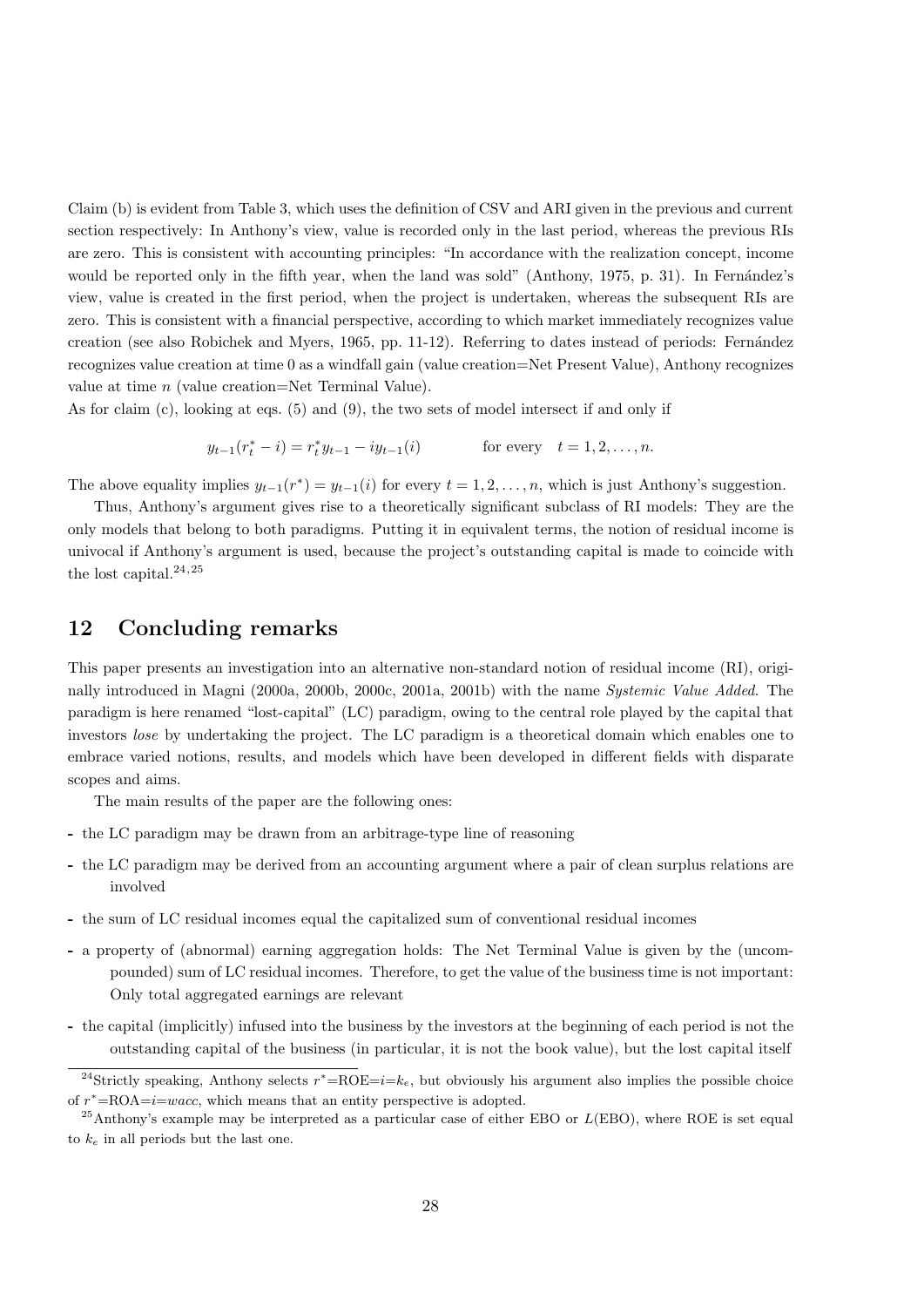Claim (b) is evident from Table 3, which uses the definition of CSV and ARI given in the previous and current section respectively: In Anthony's view, value is recorded only in the last period, whereas the previous RIs are zero. This is consistent with accounting principles: "In accordance with the realization concept, income would be reported only in the fifth year, when the land was sold" (Anthony, 1975, p. 31). In Fernández's view, value is created in the first period, when the project is undertaken, whereas the subsequent RIs are zero. This is consistent with a financial perspective, according to which market immediately recognizes value creation (see also Robichek and Myers, 1965, pp. 11-12). Referring to dates instead of periods: Fernández recognizes value creation at time 0 as a windfall gain (value creation=Net Present Value), Anthony recognizes value at time $n$ (value creation=Net Terminal Value).

As for claim (c), looking at eqs. (5) and (9), the two sets of model intersect if and only if

$$y_{t-1}(r_t^* - i) = r_t^* y_{t-1} - i y_{t-1}(i) \qquad \text{for every} \quad t = 1, 2, \ldots, n.$$

The above equality implies $y_{t-1}(r^*) = y_{t-1}(i)$ for every $t = 1, 2, \ldots, n$, which is just Anthony's suggestion.

Thus, Anthony's argument gives rise to a theoretically significant subclass of RI models: They are the only models that belong to both paradigms. Putting it in equivalent terms, the notion of residual income is univocal if Anthony's argument is used, because the project's outstanding capital is made to coincide with the lost capital.[24,25]

## 12 Concluding remarks

This paper presents an investigation into an alternative non-standard notion of residual income (RI), originally introduced in Magni (2000a, 2000b, 2000c, 2001a, 2001b) with the name *Systemic Value Added*. The paradigm is here renamed "lost-capital" (LC) paradigm, owing to the central role played by the capital that investors *lose* by undertaking the project. The LC paradigm is a theoretical domain which enables one to embrace varied notions, results, and models which have been developed in different fields with disparate scopes and aims.

The main results of the paper are the following ones:

- the LC paradigm may be drawn from an arbitrage-type line of reasoning
- the LC paradigm may be derived from an accounting argument where a pair of clean surplus relations are involved
- the sum of LC residual incomes equal the capitalized sum of conventional residual incomes
- a property of (abnormal) earning aggregation holds: The Net Terminal Value is given by the (uncompounded) sum of LC residual incomes. Therefore, to get the value of the business time is not important: Only total aggregated earnings are relevant
- the capital (implicitly) infused into the business by the investors at the beginning of each period is not the outstanding capital of the business (in particular, it is not the book value), but the lost capital itself

[24] Strictly speaking, Anthony selects $r^*$=ROE=$i$=$k_e$, but obviously his argument also implies the possible choice of $r^*$=ROA=$i$=$wacc$, which means that an entity perspective is adopted.

[25] Anthony's example may be interpreted as a particular case of either EBO or $L$(EBO), where ROE is set equal to $k_e$ in all periods but the last one.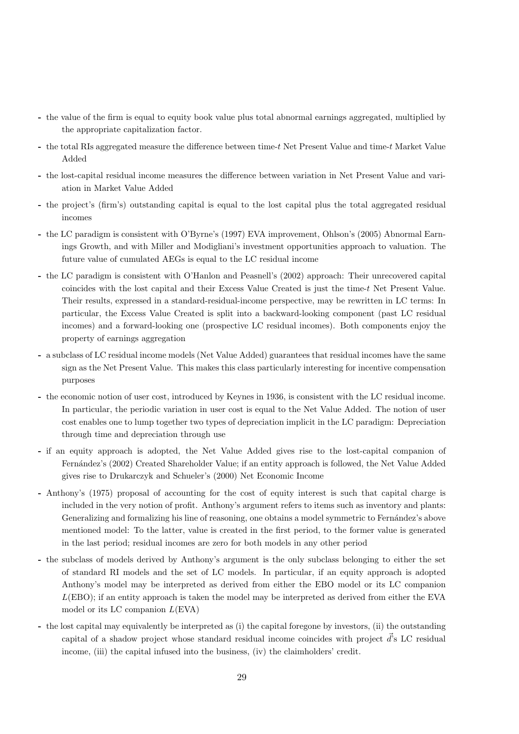- the value of the firm is equal to equity book value plus total abnormal earnings aggregated, multiplied by the appropriate capitalization factor.
- the total RIs aggregated measure the difference between time-$t$ Net Present Value and time-$t$ Market Value Added
- the lost-capital residual income measures the difference between variation in Net Present Value and variation in Market Value Added
- the project's (firm's) outstanding capital is equal to the lost capital plus the total aggregated residual incomes
- the LC paradigm is consistent with O'Byrne's (1997) EVA improvement, Ohlson's (2005) Abnormal Earnings Growth, and with Miller and Modigliani's investment opportunities approach to valuation. The future value of cumulated AEGs is equal to the LC residual income
- the LC paradigm is consistent with O'Hanlon and Peasnell's (2002) approach: Their unrecovered capital coincides with the lost capital and their Excess Value Created is just the time-$t$ Net Present Value. Their results, expressed in a standard-residual-income perspective, may be rewritten in LC terms: In particular, the Excess Value Created is split into a backward-looking component (past LC residual incomes) and a forward-looking one (prospective LC residual incomes). Both components enjoy the property of earnings aggregation
- a subclass of LC residual income models (Net Value Added) guarantees that residual incomes have the same sign as the Net Present Value. This makes this class particularly interesting for incentive compensation purposes
- the economic notion of user cost, introduced by Keynes in 1936, is consistent with the LC residual income. In particular, the periodic variation in user cost is equal to the Net Value Added. The notion of user cost enables one to lump together two types of depreciation implicit in the LC paradigm: Depreciation through time and depreciation through use
- if an equity approach is adopted, the Net Value Added gives rise to the lost-capital companion of Fernández's (2002) Created Shareholder Value; if an entity approach is followed, the Net Value Added gives rise to Drukarczyk and Schueler's (2000) Net Economic Income
- Anthony's (1975) proposal of accounting for the cost of equity interest is such that capital charge is included in the very notion of profit. Anthony's argument refers to items such as inventory and plants: Generalizing and formalizing his line of reasoning, one obtains a model symmetric to Fernández's above mentioned model: To the latter, value is created in the first period, to the former value is generated in the last period; residual incomes are zero for both models in any other period
- the subclass of models derived by Anthony's argument is the only subclass belonging to either the set of standard RI models and the set of LC models. In particular, if an equity approach is adopted Anthony's model may be interpreted as derived from either the EBO model or its LC companion $L$(EBO); if an entity approach is taken the model may be interpreted as derived from either the EVA model or its LC companion $L$(EVA)
- the lost capital may equivalently be interpreted as (i) the capital foregone by investors, (ii) the outstanding capital of a shadow project whose standard residual income coincides with project $\vec{d}$'s LC residual income, (iii) the capital infused into the business, (iv) the claimholders' credit.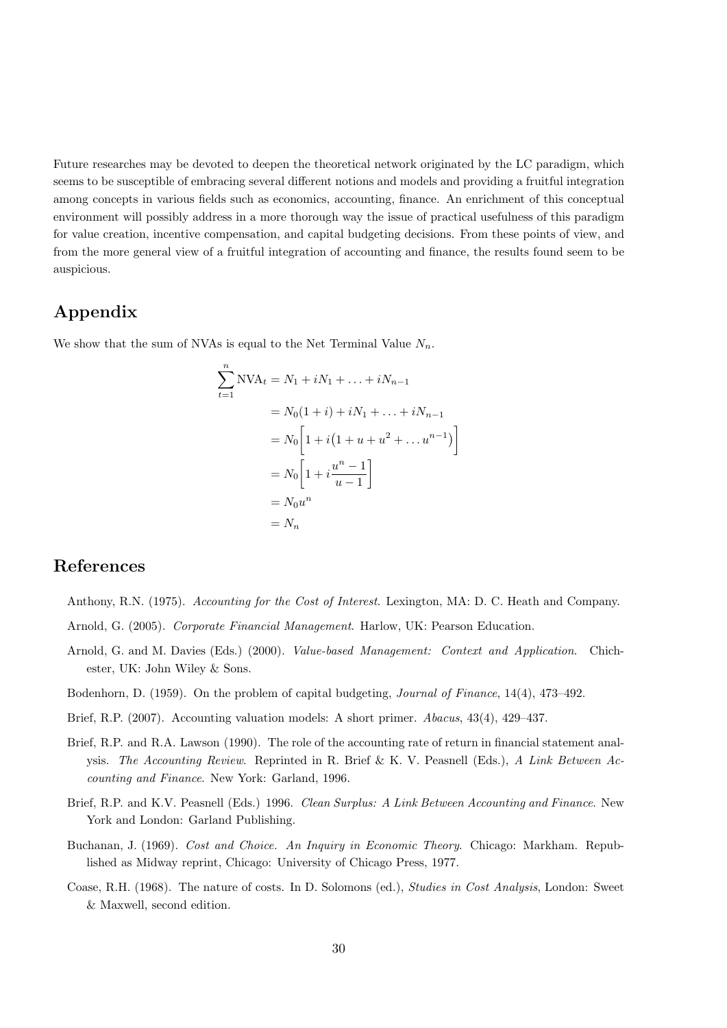Future researches may be devoted to deepen the theoretical network originated by the LC paradigm, which seems to be susceptible of embracing several different notions and models and providing a fruitful integration among concepts in various fields such as economics, accounting, finance. An enrichment of this conceptual environment will possibly address in a more thorough way the issue of practical usefulness of this paradigm for value creation, incentive compensation, and capital budgeting decisions. From these points of view, and from the more general view of a fruitful integration of accounting and finance, the results found seem to be auspicious.

## Appendix

We show that the sum of NVAs is equal to the Net Terminal Value $N_n$.

$$
\begin{aligned}
\sum_{t=1}^{n} \text{NVA}_t &= N_1 + iN_1 + \ldots + iN_{n-1} \\
&= N_0(1+i) + iN_1 + \ldots + iN_{n-1} \\
&= N_0\Big[1 + i\big(1 + u + u^2 + \ldots u^{n-1}\big)\Big] \\
&= N_0\Big[1 + i\frac{u^n - 1}{u - 1}\Big] \\
&= N_0 u^n \\
&= N_n
\end{aligned}
$$

## References

Anthony, R.N. (1975). *Accounting for the Cost of Interest*. Lexington, MA: D. C. Heath and Company.

Arnold, G. (2005). *Corporate Financial Management*. Harlow, UK: Pearson Education.

Arnold, G. and M. Davies (Eds.) (2000). *Value-based Management: Context and Application*. Chichester, UK: John Wiley & Sons.

Bodenhorn, D. (1959). On the problem of capital budgeting, *Journal of Finance*, 14(4), 473–492.

Brief, R.P. (2007). Accounting valuation models: A short primer. *Abacus*, 43(4), 429–437.

Brief, R.P. and R.A. Lawson (1990). The role of the accounting rate of return in financial statement analysis. *The Accounting Review*. Reprinted in R. Brief & K. V. Peasnell (Eds.), *A Link Between Accounting and Finance*. New York: Garland, 1996.

Brief, R.P. and K.V. Peasnell (Eds.) 1996. *Clean Surplus: A Link Between Accounting and Finance*. New York and London: Garland Publishing.

Buchanan, J. (1969). *Cost and Choice. An Inquiry in Economic Theory*. Chicago: Markham. Republished as Midway reprint, Chicago: University of Chicago Press, 1977.

Coase, R.H. (1968). The nature of costs. In D. Solomons (ed.), *Studies in Cost Analysis*, London: Sweet & Maxwell, second edition.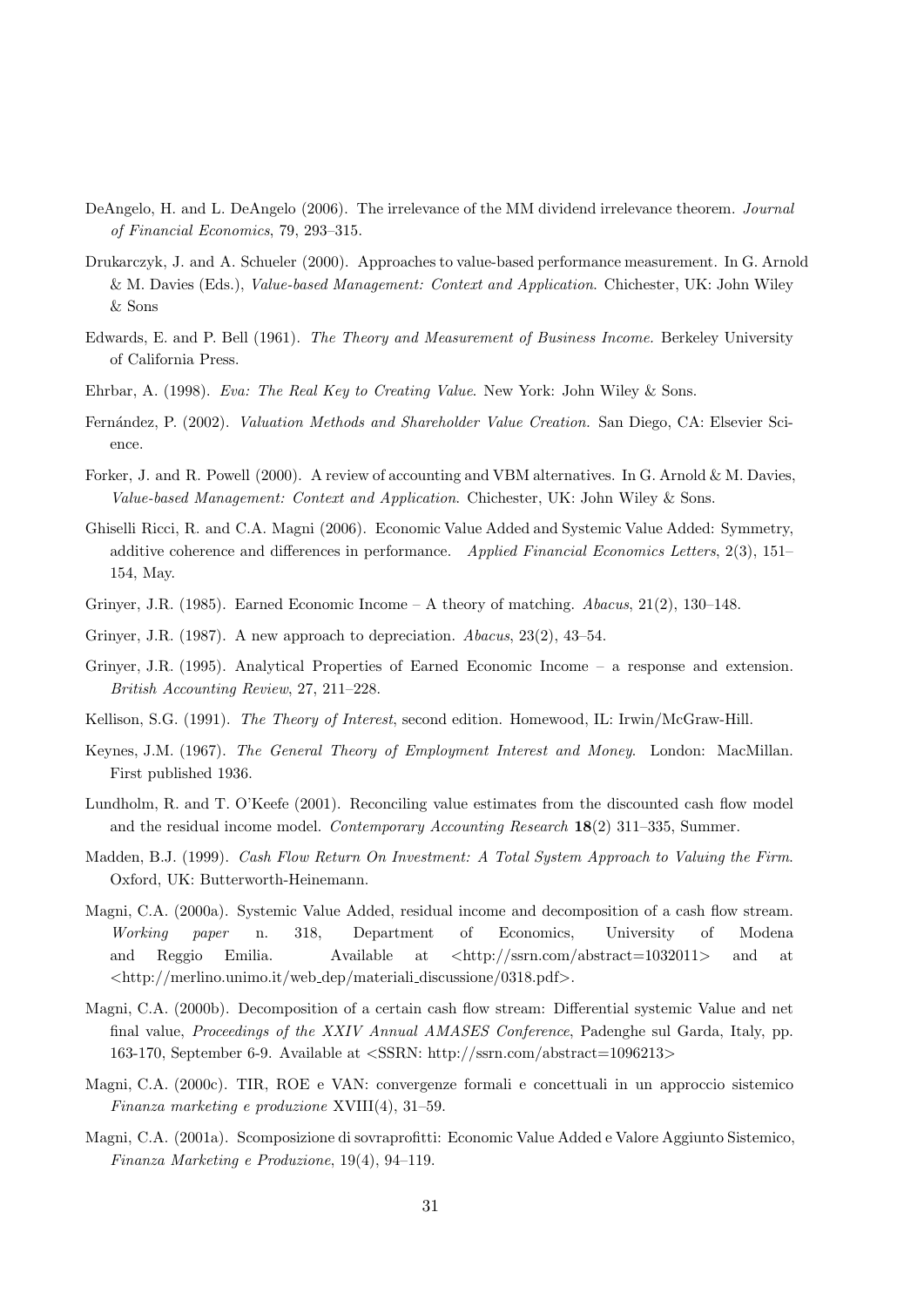DeAngelo, H. and L. DeAngelo (2006). The irrelevance of the MM dividend irrelevance theorem. *Journal of Financial Economics*, 79, 293–315.

Drukarczyk, J. and A. Schueler (2000). Approaches to value-based performance measurement. In G. Arnold & M. Davies (Eds.), *Value-based Management: Context and Application*. Chichester, UK: John Wiley & Sons

Edwards, E. and P. Bell (1961). *The Theory and Measurement of Business Income.* Berkeley University of California Press.

Ehrbar, A. (1998). *Eva: The Real Key to Creating Value*. New York: John Wiley & Sons.

Fernández, P. (2002). *Valuation Methods and Shareholder Value Creation.* San Diego, CA: Elsevier Science.

Forker, J. and R. Powell (2000). A review of accounting and VBM alternatives. In G. Arnold & M. Davies, *Value-based Management: Context and Application*. Chichester, UK: John Wiley & Sons.

Ghiselli Ricci, R. and C.A. Magni (2006). Economic Value Added and Systemic Value Added: Symmetry, additive coherence and differences in performance. *Applied Financial Economics Letters*, 2(3), 151–154, May.

Grinyer, J.R. (1985). Earned Economic Income – A theory of matching. *Abacus*, 21(2), 130–148.

Grinyer, J.R. (1987). A new approach to depreciation. *Abacus*, 23(2), 43–54.

Grinyer, J.R. (1995). Analytical Properties of Earned Economic Income – a response and extension. *British Accounting Review*, 27, 211–228.

Kellison, S.G. (1991). *The Theory of Interest*, second edition. Homewood, IL: Irwin/McGraw-Hill.

Keynes, J.M. (1967). *The General Theory of Employment Interest and Money*. London: MacMillan. First published 1936.

Lundholm, R. and T. O'Keefe (2001). Reconciling value estimates from the discounted cash flow model and the residual income model. *Contemporary Accounting Research* **18**(2) 311–335, Summer.

Madden, B.J. (1999). *Cash Flow Return On Investment: A Total System Approach to Valuing the Firm*. Oxford, UK: Butterworth-Heinemann.

Magni, C.A. (2000a). Systemic Value Added, residual income and decomposition of a cash flow stream. *Working paper* n. 318, Department of Economics, University of Modena and Reggio Emilia. Available at <http://ssrn.com/abstract=1032011> and at <http://merlino.unimo.it/web_dep/materiali_discussione/0318.pdf>.

Magni, C.A. (2000b). Decomposition of a certain cash flow stream: Differential systemic Value and net final value, *Proceedings of the XXIV Annual AMASES Conference*, Padenghe sul Garda, Italy, pp. 163-170, September 6-9. Available at <SSRN: http://ssrn.com/abstract=1096213>

Magni, C.A. (2000c). TIR, ROE e VAN: convergenze formali e concettuali in un approccio sistemico *Finanza marketing e produzione* XVIII(4), 31–59.

Magni, C.A. (2001a). Scomposizione di sovraprofitti: Economic Value Added e Valore Aggiunto Sistemico, *Finanza Marketing e Produzione*, 19(4), 94–119.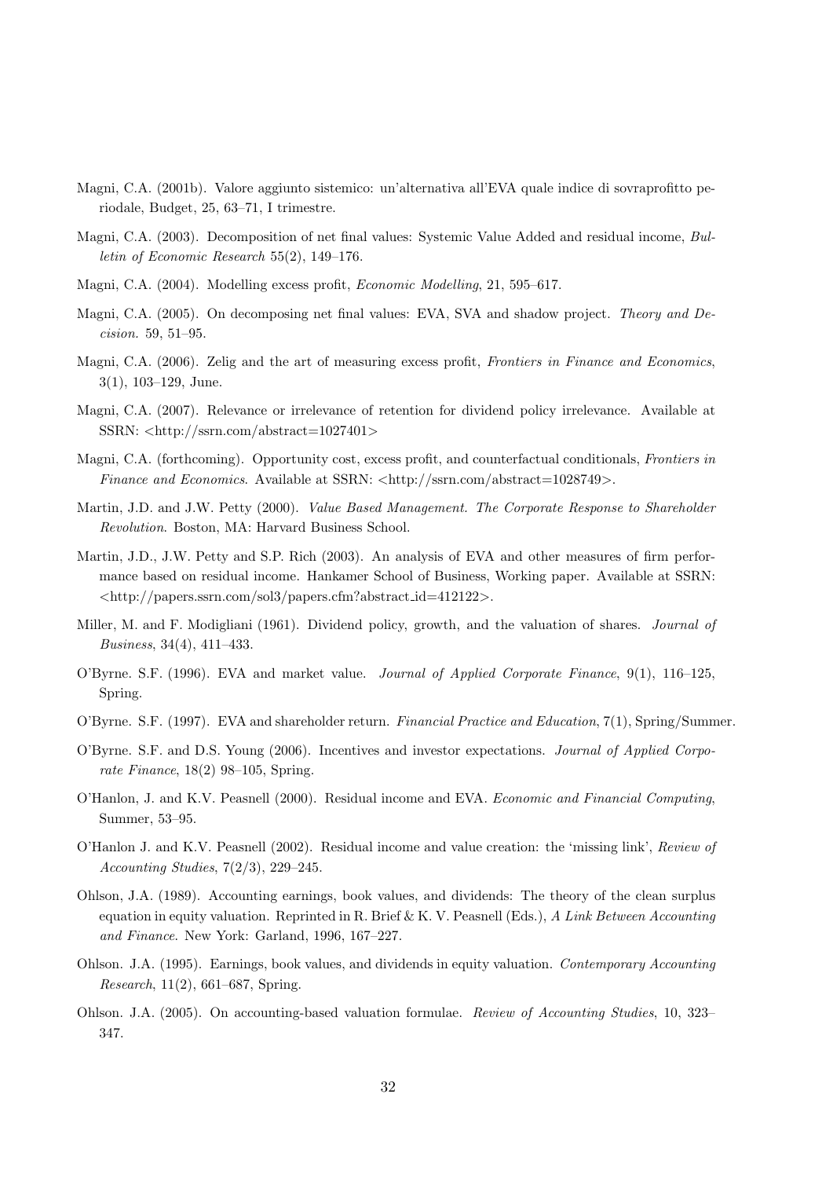Magni, C.A. (2001b). Valore aggiunto sistemico: un'alternativa all'EVA quale indice di sovraprofitto periodale, Budget, 25, 63–71, I trimestre.

Magni, C.A. (2003). Decomposition of net final values: Systemic Value Added and residual income, *Bulletin of Economic Research* 55(2), 149–176.

Magni, C.A. (2004). Modelling excess profit, *Economic Modelling*, 21, 595–617.

Magni, C.A. (2005). On decomposing net final values: EVA, SVA and shadow project. *Theory and Decision.* 59, 51–95.

Magni, C.A. (2006). Zelig and the art of measuring excess profit, *Frontiers in Finance and Economics*, 3(1), 103–129, June.

Magni, C.A. (2007). Relevance or irrelevance of retention for dividend policy irrelevance. Available at SSRN: <http://ssrn.com/abstract=1027401>

Magni, C.A. (forthcoming). Opportunity cost, excess profit, and counterfactual conditionals, *Frontiers in Finance and Economics*. Available at SSRN: <http://ssrn.com/abstract=1028749>.

Martin, J.D. and J.W. Petty (2000). *Value Based Management. The Corporate Response to Shareholder Revolution*. Boston, MA: Harvard Business School.

Martin, J.D., J.W. Petty and S.P. Rich (2003). An analysis of EVA and other measures of firm performance based on residual income. Hankamer School of Business, Working paper. Available at SSRN: <http://papers.ssrn.com/sol3/papers.cfm?abstract_id=412122>.

Miller, M. and F. Modigliani (1961). Dividend policy, growth, and the valuation of shares. *Journal of Business*, 34(4), 411–433.

O'Byrne. S.F. (1996). EVA and market value. *Journal of Applied Corporate Finance*, 9(1), 116–125, Spring.

O'Byrne. S.F. (1997). EVA and shareholder return. *Financial Practice and Education*, 7(1), Spring/Summer.

O'Byrne. S.F. and D.S. Young (2006). Incentives and investor expectations. *Journal of Applied Corporate Finance*, 18(2) 98–105, Spring.

O'Hanlon, J. and K.V. Peasnell (2000). Residual income and EVA. *Economic and Financial Computing*, Summer, 53–95.

O'Hanlon J. and K.V. Peasnell (2002). Residual income and value creation: the 'missing link', *Review of Accounting Studies*, 7(2/3), 229–245.

Ohlson, J.A. (1989). Accounting earnings, book values, and dividends: The theory of the clean surplus equation in equity valuation. Reprinted in R. Brief & K. V. Peasnell (Eds.), *A Link Between Accounting and Finance*. New York: Garland, 1996, 167–227.

Ohlson. J.A. (1995). Earnings, book values, and dividends in equity valuation. *Contemporary Accounting Research*, 11(2), 661–687, Spring.

Ohlson. J.A. (2005). On accounting-based valuation formulae. *Review of Accounting Studies*, 10, 323–347.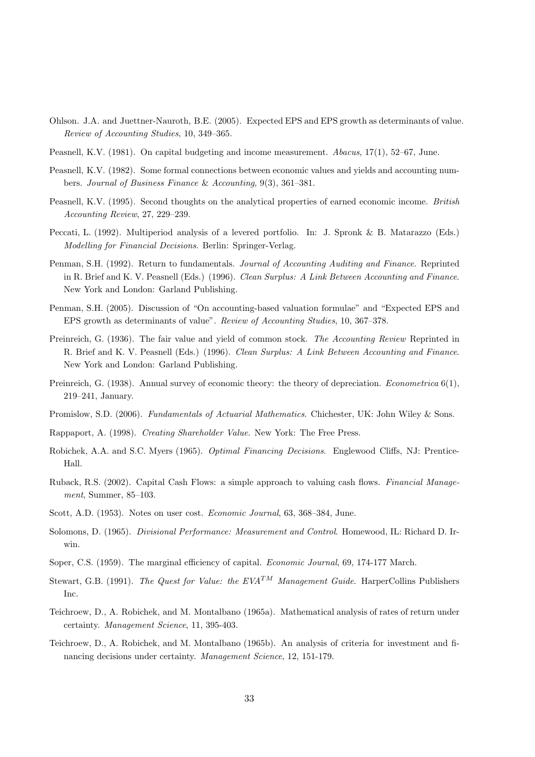Ohlson. J.A. and Juettner-Nauroth, B.E. (2005). Expected EPS and EPS growth as determinants of value. *Review of Accounting Studies*, 10, 349–365.

Peasnell, K.V. (1981). On capital budgeting and income measurement. *Abacus*, 17(1), 52–67, June.

Peasnell, K.V. (1982). Some formal connections between economic values and yields and accounting numbers. *Journal of Business Finance & Accounting*, 9(3), 361–381.

Peasnell, K.V. (1995). Second thoughts on the analytical properties of earned economic income. *British Accounting Review*, 27, 229–239.

Peccati, L. (1992). Multiperiod analysis of a levered portfolio. In: J. Spronk & B. Matarazzo (Eds.) *Modelling for Financial Decisions*. Berlin: Springer-Verlag.

Penman, S.H. (1992). Return to fundamentals. *Journal of Accounting Auditing and Finance*. Reprinted in R. Brief and K. V. Peasnell (Eds.) (1996). *Clean Surplus: A Link Between Accounting and Finance*. New York and London: Garland Publishing.

Penman, S.H. (2005). Discussion of "On accounting-based valuation formulae" and "Expected EPS and EPS growth as determinants of value". *Review of Accounting Studies*, 10, 367–378.

Preinreich, G. (1936). The fair value and yield of common stock. *The Accounting Review* Reprinted in R. Brief and K. V. Peasnell (Eds.) (1996). *Clean Surplus: A Link Between Accounting and Finance*. New York and London: Garland Publishing.

Preinreich, G. (1938). Annual survey of economic theory: the theory of depreciation. *Econometrica* 6(1), 219–241, January.

Promislow, S.D. (2006). *Fundamentals of Actuarial Mathematics*. Chichester, UK: John Wiley & Sons.

Rappaport, A. (1998). *Creating Shareholder Value*. New York: The Free Press.

Robichek, A.A. and S.C. Myers (1965). *Optimal Financing Decisions*. Englewood Cliffs, NJ: Prentice-Hall.

Ruback, R.S. (2002). Capital Cash Flows: a simple approach to valuing cash flows. *Financial Management*, Summer, 85–103.

Scott, A.D. (1953). Notes on user cost. *Economic Journal*, 63, 368–384, June.

Solomons, D. (1965). *Divisional Performance: Measurement and Control*. Homewood, IL: Richard D. Irwin.

Soper, C.S. (1959). The marginal efficiency of capital. *Economic Journal*, 69, 174-177 March.

Stewart, G.B. (1991). *The Quest for Value: the EVA$^{TM}$ Management Guide*. HarperCollins Publishers Inc.

Teichroew, D., A. Robichek, and M. Montalbano (1965a). Mathematical analysis of rates of return under certainty. *Management Science*, 11, 395-403.

Teichroew, D., A. Robichek, and M. Montalbano (1965b). An analysis of criteria for investment and financing decisions under certainty. *Management Science*, 12, 151-179.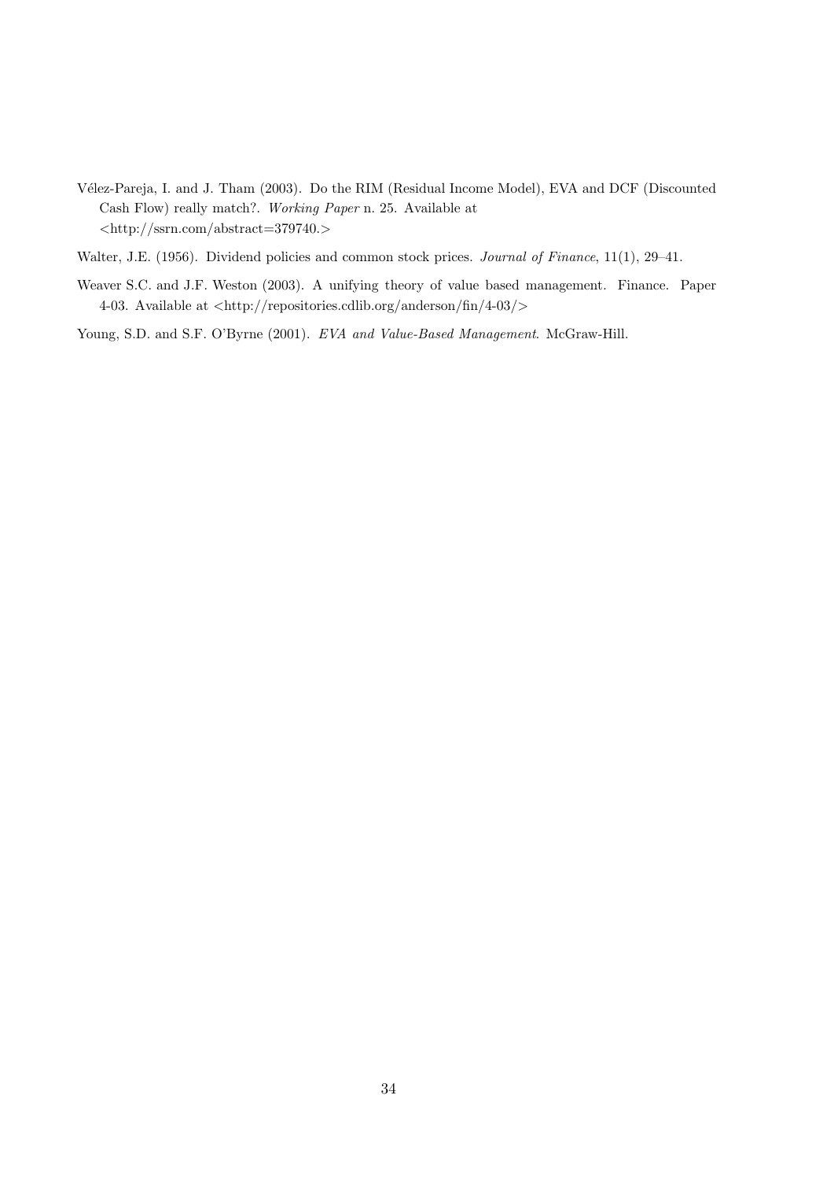Vélez-Pareja, I. and J. Tham (2003). Do the RIM (Residual Income Model), EVA and DCF (Discounted Cash Flow) really match?. *Working Paper* n. 25. Available at <http://ssrn.com/abstract=379740.>

Walter, J.E. (1956). Dividend policies and common stock prices. *Journal of Finance*, 11(1), 29–41.

Weaver S.C. and J.F. Weston (2003). A unifying theory of value based management. Finance. Paper 4-03. Available at <http://repositories.cdlib.org/anderson/fin/4-03/>

Young, S.D. and S.F. O'Byrne (2001). *EVA and Value-Based Management*. McGraw-Hill.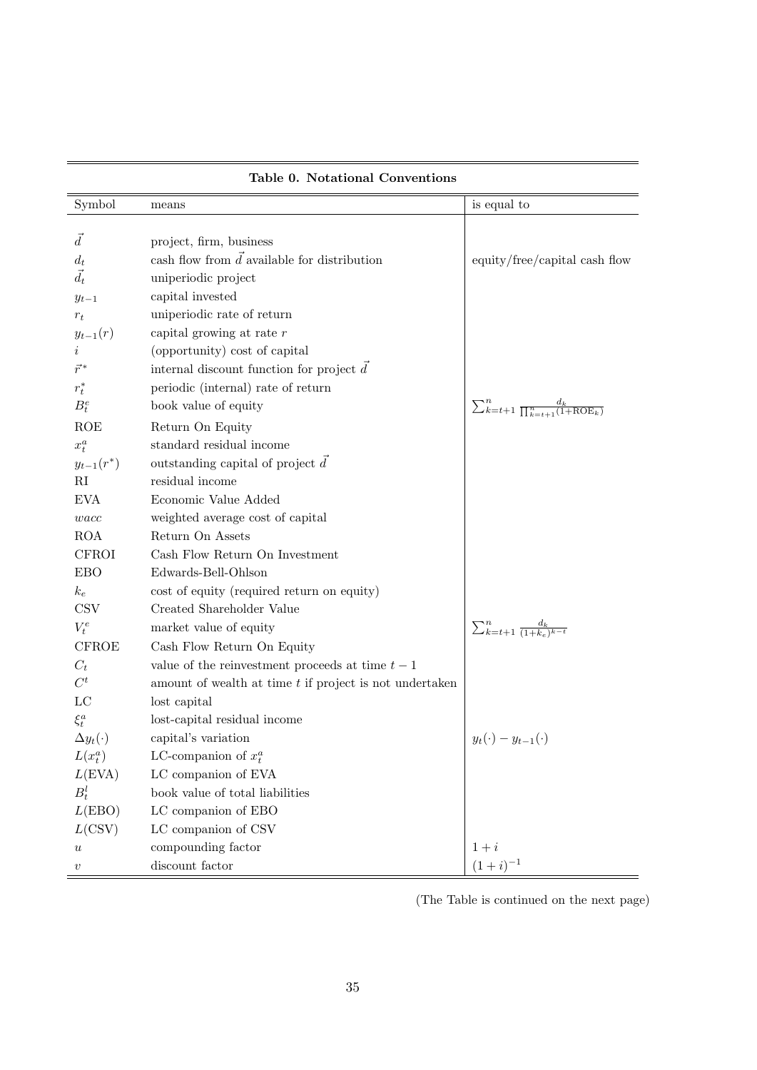**Table 0. Notational Conventions**

| Symbol | means | is equal to |
|---|---|---|
| $\vec{d}$ | project, firm, business | |
| $d_t$ | cash flow from $\vec{d}$ available for distribution | equity/free/capital cash flow |
| $\vec{d_t}$ | uniperiodic project | |
| $y_{t-1}$ | capital invested | |
| $r_t$ | uniperiodic rate of return | |
| $y_{t-1}(r)$ | capital growing at rate $r$ | |
| $i$ | (opportunity) cost of capital | |
| $\vec{r}^*$ | internal discount function for project $\vec{d}$ | |
| $r_t^*$ | periodic (internal) rate of return | |
| $B_t^e$ | book value of equity | $\sum_{k=t+1}^{n} \frac{d_k}{\prod_{k=t+1}^{n}(1+\text{ROE}_k)}$ |
| ROE | Return On Equity | |
| $x_t^a$ | standard residual income | |
| $y_{t-1}(r^*)$ | outstanding capital of project $\vec{d}$ | |
| RI | residual income | |
| EVA | Economic Value Added | |
| $wacc$ | weighted average cost of capital | |
| ROA | Return On Assets | |
| CFROI | Cash Flow Return On Investment | |
| EBO | Edwards-Bell-Ohlson | |
| $k_e$ | cost of equity (required return on equity) | |
| CSV | Created Shareholder Value | |
| $V_t^e$ | market value of equity | $\sum_{k=t+1}^{n} \frac{d_k}{(1+k_e)^{k-t}}$ |
| CFROE | Cash Flow Return On Equity | |
| $C_t$ | value of the reinvestment proceeds at time $t-1$ | |
| $C^t$ | amount of wealth at time $t$ if project is not undertaken | |
| LC | lost capital | |
| $\xi_t^a$ | lost-capital residual income | |
| $\Delta y_t(\cdot)$ | capital's variation | $y_t(\cdot) - y_{t-1}(\cdot)$ |
| $L(x_t^a)$ | LC-companion of $x_t^a$ | |
| $L(\text{EVA})$ | LC companion of EVA | |
| $B_t^l$ | book value of total liabilities | |
| $L(\text{EBO})$ | LC companion of EBO | |
| $L(\text{CSV})$ | LC companion of CSV | |
| $u$ | compounding factor | $1+i$ |
| $v$ | discount factor | $(1+i)^{-1}$ |

(The Table is continued on the next page)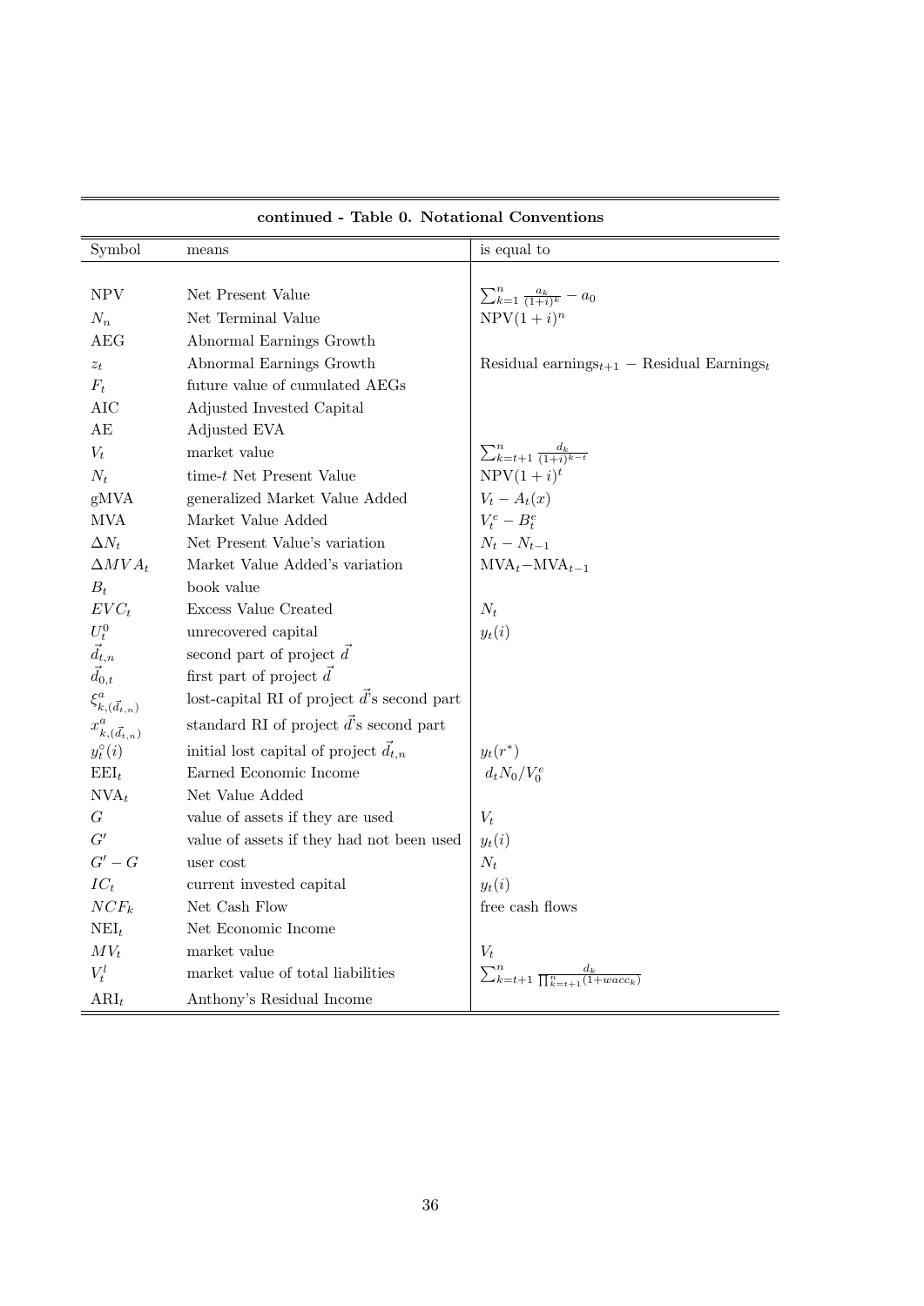**continued - Table 0. Notational Conventions**

| Symbol | means | is equal to |
|---|---|---|
| NPV | Net Present Value | $\sum_{k=1}^{n} \frac{a_k}{(1+i)^k} - a_0$ |
| $N_n$ | Net Terminal Value | $\text{NPV}(1+i)^n$ |
| AEG | Abnormal Earnings Growth | |
| $z_t$ | Abnormal Earnings Growth | Residual earnings$_{t+1}$ $-$ Residual Earnings$_t$ |
| $F_t$ | future value of cumulated AEGs | |
| AIC | Adjusted Invested Capital | |
| AE | Adjusted EVA | |
| $V_t$ | market value | $\sum_{k=t+1}^{n} \frac{d_k}{(1+i)^{k-t}}$ |
| $N_t$ | time-$t$ Net Present Value | $\text{NPV}(1+i)^t$ |
| gMVA | generalized Market Value Added | $V_t - A_t(x)$ |
| MVA | Market Value Added | $V_t^e - B_t^e$ |
| $\Delta N_t$ | Net Present Value's variation | $N_t - N_{t-1}$ |
| $\Delta MVA_t$ | Market Value Added's variation | $\text{MVA}_t - \text{MVA}_{t-1}$ |
| $B_t$ | book value | |
| $EVC_t$ | Excess Value Created | $N_t$ |
| $U_t^0$ | unrecovered capital | $y_t(i)$ |
| $\vec{d}_{t,n}$ | second part of project $\vec{d}$ | |
| $\vec{d}_{0,t}$ | first part of project $\vec{d}$ | |
| $\xi^a_{k,(\vec{d}_{t,n})}$ | lost-capital RI of project $\vec{d}$'s second part | |
| $x^a_{k,(\vec{d}_{t,n})}$ | standard RI of project $\vec{d}$'s second part | |
| $y_t^{\circ}(i)$ | initial lost capital of project $\vec{d}_{t,n}$ | $y_t(r^*)$ |
| $\text{EEI}_t$ | Earned Economic Income | $d_t N_0 / V_0^e$ |
| $\text{NVA}_t$ | Net Value Added | |
| $G$ | value of assets if they are used | $V_t$ |
| $G'$ | value of assets if they had not been used | $y_t(i)$ |
| $G' - G$ | user cost | $N_t$ |
| $IC_t$ | current invested capital | $y_t(i)$ |
| $NCF_k$ | Net Cash Flow | free cash flows |
| $\text{NEI}_t$ | Net Economic Income | |
| $MV_t$ | market value | $V_t$ |
| $V_t^l$ | market value of total liabilities | $\sum_{k=t+1}^{n} \frac{d_k}{\prod_{k=t+1}^{n}(1+wacc_k)}$ |
| $\text{ARI}_t$ | Anthony's Residual Income | |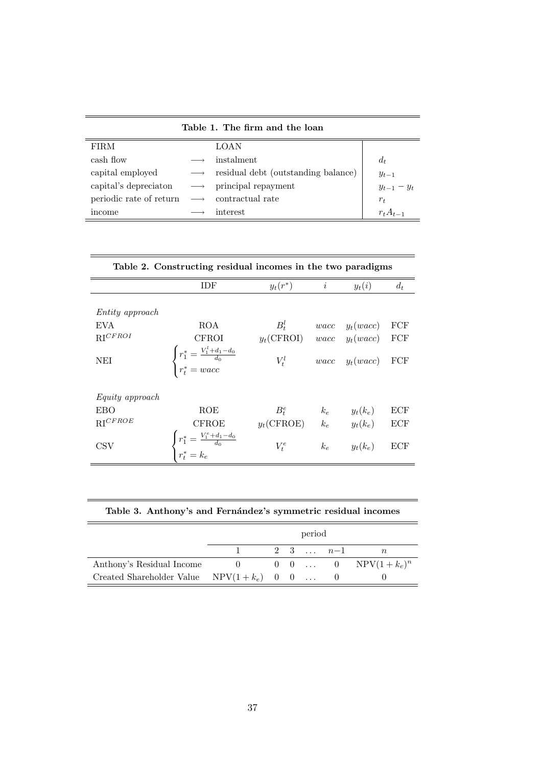**Table 1. The firm and the loan**

| FIRM | | LOAN | |
|---|---|---|---|
| cash flow | $\longrightarrow$ | instalment | $d_t$ |
| capital employed | $\longrightarrow$ | residual debt (outstanding balance) | $y_{t-1}$ |
| capital's depreciaton | $\longrightarrow$ | principal repayment | $y_{t-1} - y_t$ |
| periodic rate of return | $\longrightarrow$ | contractual rate | $r_t$ |
| income | $\longrightarrow$ | interest | $r_t A_{t-1}$ |

**Table 2. Constructing residual incomes in the two paradigms**

| | IDF | $y_t(r^*)$ | $i$ | $y_t(i)$ | $d_t$ |
|---|---|---|---|---|---|
| *Entity approach* | | | | | |
| EVA | ROA | $B^l_t$ | $wacc$ | $y_t(wacc)$ | FCF |
| $\text{RI}^{CFROI}$ | CFROI | $y_t(\text{CFROI})$ | $wacc$ | $y_t(wacc)$ | FCF |
| NEI | $\begin{cases} r^*_1 = \frac{V^l_1 + d_1 - d_0}{d_0} \\ r^*_t = wacc \end{cases}$ | $V^l_t$ | $wacc$ | $y_t(wacc)$ | FCF |
| *Equity approach* | | | | | |
| EBO | ROE | $B^e_t$ | $k_e$ | $y_t(k_e)$ | ECF |
| $\text{RI}^{CFROE}$ | CFROE | $y_t(\text{CFROE})$ | $k_e$ | $y_t(k_e)$ | ECF |
| CSV | $\begin{cases} r^*_1 = \frac{V^e_1 + d_1 - d_0}{d_0} \\ r^*_t = k_e \end{cases}$ | $V^e_t$ | $k_e$ | $y_t(k_e)$ | ECF |

**Table 3. Anthony's and Fernández's symmetric residual incomes**

| | period | | | | | |
|---|---|---|---|---|---|---|
| | 1 | 2 | 3 | ... | $n-1$ | $n$ |
| Anthony's Residual Income | 0 | 0 | 0 | ... | 0 | $\text{NPV}(1+k_e)^n$ |
| Created Shareholder Value | $\text{NPV}(1+k_e)$ | 0 | 0 | ... | 0 | 0 |